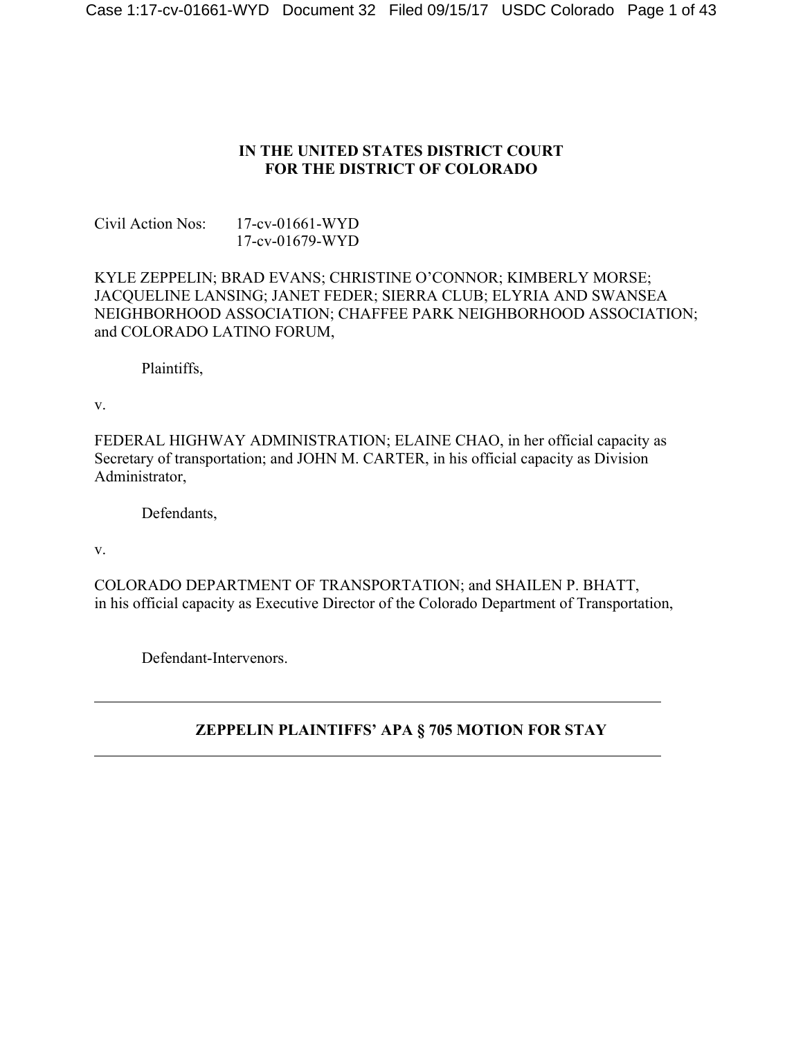**IN THE UNITED STATES DISTRICT COURT**
**FOR THE DISTRICT OF COLORADO**

Civil Action Nos: 17-cv-01661-WYD
17-cv-01679-WYD

KYLE ZEPPELIN; BRAD EVANS; CHRISTINE O'CONNOR; KIMBERLY MORSE; JACQUELINE LANSING; JANET FEDER; SIERRA CLUB; ELYRIA AND SWANSEA NEIGHBORHOOD ASSOCIATION; CHAFFEE PARK NEIGHBORHOOD ASSOCIATION; and COLORADO LATINO FORUM,

Plaintiffs,

v.

FEDERAL HIGHWAY ADMINISTRATION; ELAINE CHAO, in her official capacity as Secretary of transportation; and JOHN M. CARTER, in his official capacity as Division Administrator,

Defendants,

v.

COLORADO DEPARTMENT OF TRANSPORTATION; and SHAILEN P. BHATT, in his official capacity as Executive Director of the Colorado Department of Transportation,

Defendant-Intervenors.

---

**ZEPPELIN PLAINTIFFS' APA § 705 MOTION FOR STAY**

---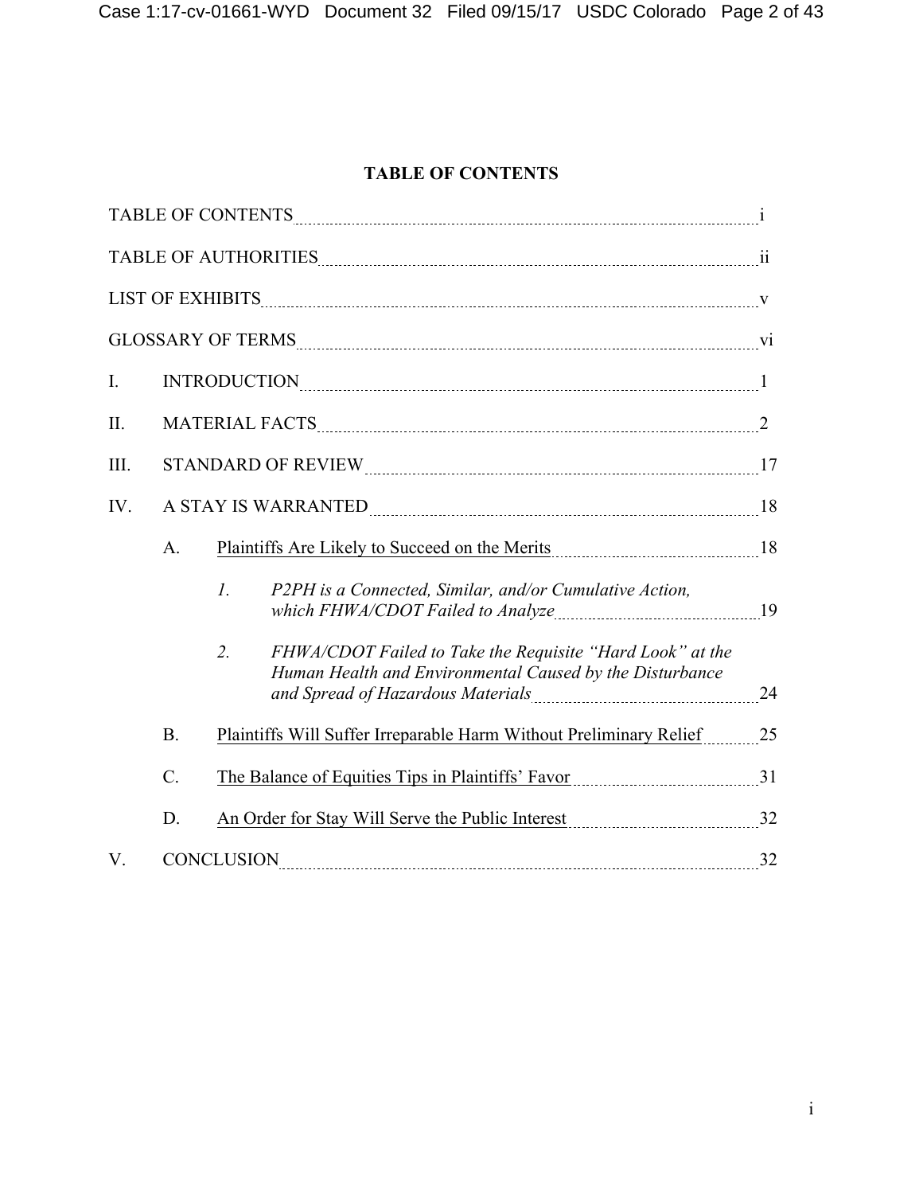## TABLE OF CONTENTS

TABLE OF CONTENTS ..... i

TABLE OF AUTHORITIES ..... ii

LIST OF EXHIBITS ..... v

GLOSSARY OF TERMS ..... vi

I. INTRODUCTION ..... 1

II. MATERIAL FACTS ..... 2

III. STANDARD OF REVIEW ..... 17

IV. A STAY IS WARRANTED ..... 18

- A. Plaintiffs Are Likely to Succeed on the Merits ..... 18
  - *1. P2PH is a Connected, Similar, and/or Cumulative Action, which FHWA/CDOT Failed to Analyze* ..... 19
  - *2. FHWA/CDOT Failed to Take the Requisite "Hard Look" at the Human Health and Environmental Caused by the Disturbance and Spread of Hazardous Materials* ..... 24
- B. Plaintiffs Will Suffer Irreparable Harm Without Preliminary Relief ..... 25
- C. The Balance of Equities Tips in Plaintiffs' Favor ..... 31
- D. An Order for Stay Will Serve the Public Interest ..... 32

V. CONCLUSION ..... 32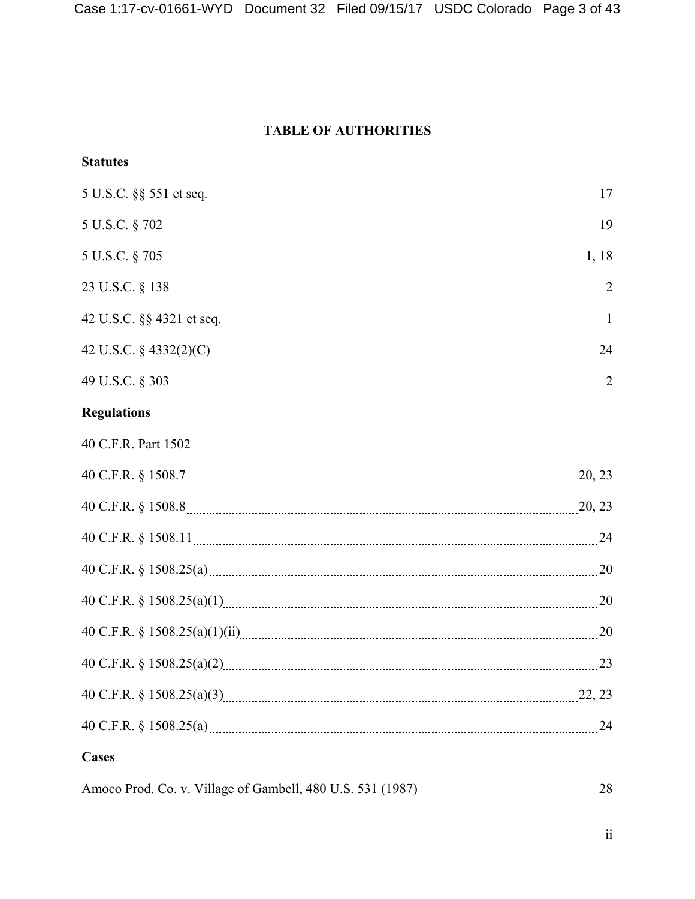## TABLE OF AUTHORITIES

**Statutes**

5 U.S.C. §§ 551 et seq. .......... 17

5 U.S.C. § 702 .......... 19

5 U.S.C. § 705 .......... 1, 18

23 U.S.C. § 138 .......... 2

42 U.S.C. §§ 4321 et seq. .......... 1

42 U.S.C. § 4332(2)(C) .......... 24

49 U.S.C. § 303 .......... 2

**Regulations**

40 C.F.R. Part 1502

40 C.F.R. § 1508.7 .......... 20, 23

40 C.F.R. § 1508.8 .......... 20, 23

40 C.F.R. § 1508.11 .......... 24

40 C.F.R. § 1508.25(a) .......... 20

40 C.F.R. § 1508.25(a)(1) .......... 20

40 C.F.R. § 1508.25(a)(1)(ii) .......... 20

40 C.F.R. § 1508.25(a)(2) .......... 23

40 C.F.R. § 1508.25(a)(3) .......... 22, 23

40 C.F.R. § 1508.25(a) .......... 24

**Cases**

Amoco Prod. Co. v. Village of Gambell, 480 U.S. 531 (1987) .......... 28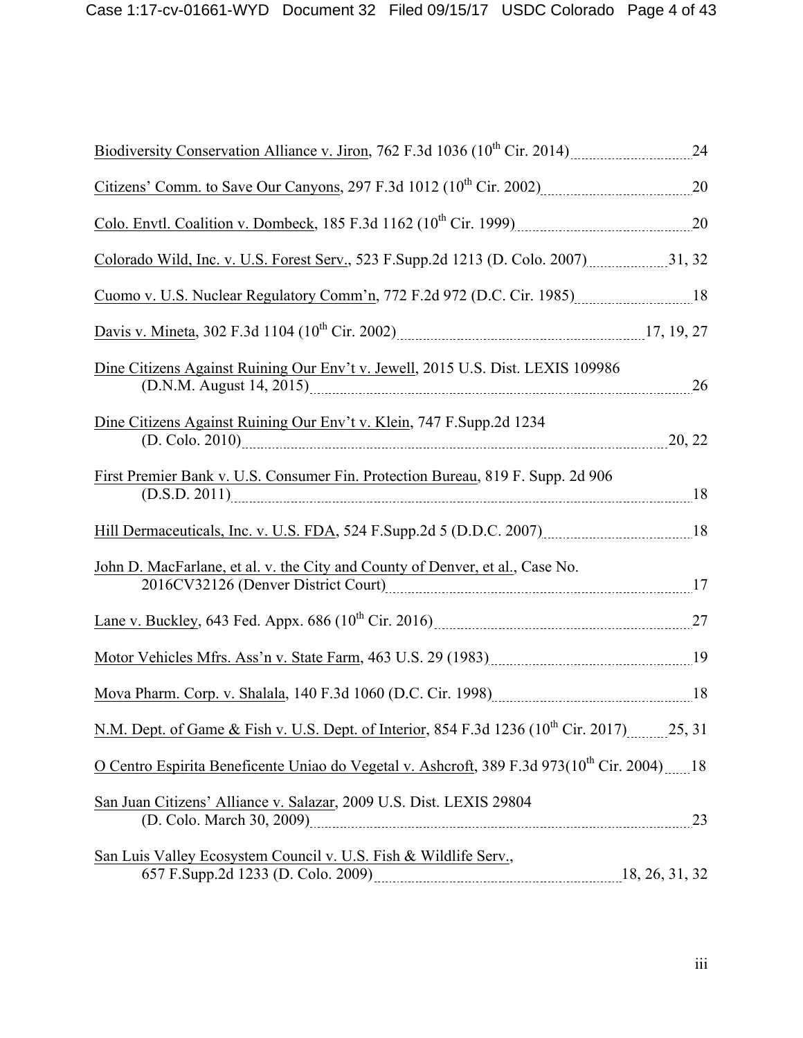Biodiversity Conservation Alliance v. Jiron, 762 F.3d 1036 (10th Cir. 2014) ........ 24

Citizens' Comm. to Save Our Canyons, 297 F.3d 1012 (10th Cir. 2002) ........ 20

Colo. Envtl. Coalition v. Dombeck, 185 F.3d 1162 (10th Cir. 1999) ........ 20

Colorado Wild, Inc. v. U.S. Forest Serv., 523 F.Supp.2d 1213 (D. Colo. 2007) ........ 31, 32

Cuomo v. U.S. Nuclear Regulatory Comm'n, 772 F.2d 972 (D.C. Cir. 1985) ........ 18

Davis v. Mineta, 302 F.3d 1104 (10th Cir. 2002) ........ 17, 19, 27

Dine Citizens Against Ruining Our Env't v. Jewell, 2015 U.S. Dist. LEXIS 109986 (D.N.M. August 14, 2015) ........ 26

Dine Citizens Against Ruining Our Env't v. Klein, 747 F.Supp.2d 1234 (D. Colo. 2010) ........ 20, 22

First Premier Bank v. U.S. Consumer Fin. Protection Bureau, 819 F. Supp. 2d 906 (D.S.D. 2011) ........ 18

Hill Dermaceuticals, Inc. v. U.S. FDA, 524 F.Supp.2d 5 (D.D.C. 2007) ........ 18

John D. MacFarlane, et al. v. the City and County of Denver, et al., Case No. 2016CV32126 (Denver District Court) ........ 17

Lane v. Buckley, 643 Fed. Appx. 686 (10th Cir. 2016) ........ 27

Motor Vehicles Mfrs. Ass'n v. State Farm, 463 U.S. 29 (1983) ........ 19

Mova Pharm. Corp. v. Shalala, 140 F.3d 1060 (D.C. Cir. 1998) ........ 18

N.M. Dept. of Game & Fish v. U.S. Dept. of Interior, 854 F.3d 1236 (10th Cir. 2017) ........ 25, 31

O Centro Espirita Beneficente Uniao do Vegetal v. Ashcroft, 389 F.3d 973(10th Cir. 2004) ........ 18

San Juan Citizens' Alliance v. Salazar, 2009 U.S. Dist. LEXIS 29804 (D. Colo. March 30, 2009) ........ 23

San Luis Valley Ecosystem Council v. U.S. Fish & Wildlife Serv., 657 F.Supp.2d 1233 (D. Colo. 2009) ........ 18, 26, 31, 32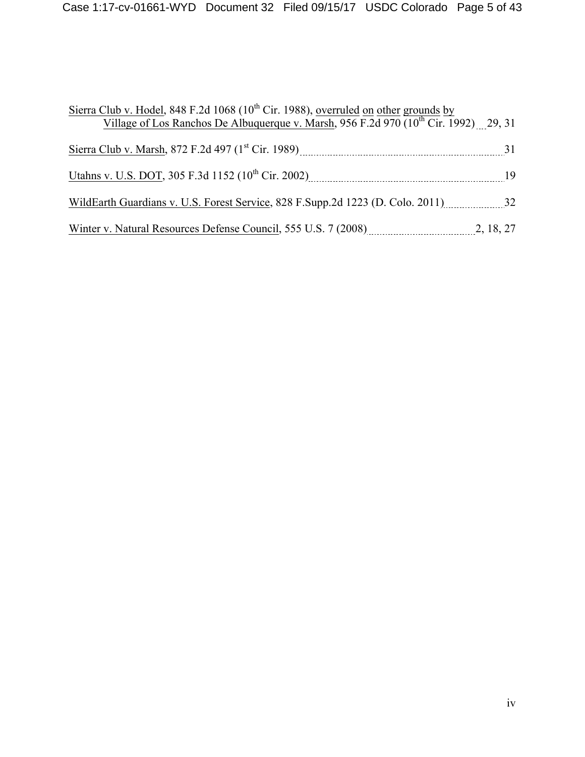Sierra Club v. Hodel, 848 F.2d 1068 (10th Cir. 1988), overruled on other grounds by Village of Los Ranchos De Albuquerque v. Marsh, 956 F.2d 970 (10th Cir. 1992) ... 29, 31

Sierra Club v. Marsh, 872 F.2d 497 (1st Cir. 1989) ... 31

Utahns v. U.S. DOT, 305 F.3d 1152 (10th Cir. 2002) ... 19

WildEarth Guardians v. U.S. Forest Service, 828 F.Supp.2d 1223 (D. Colo. 2011) ... 32

Winter v. Natural Resources Defense Council, 555 U.S. 7 (2008) ... 2, 18, 27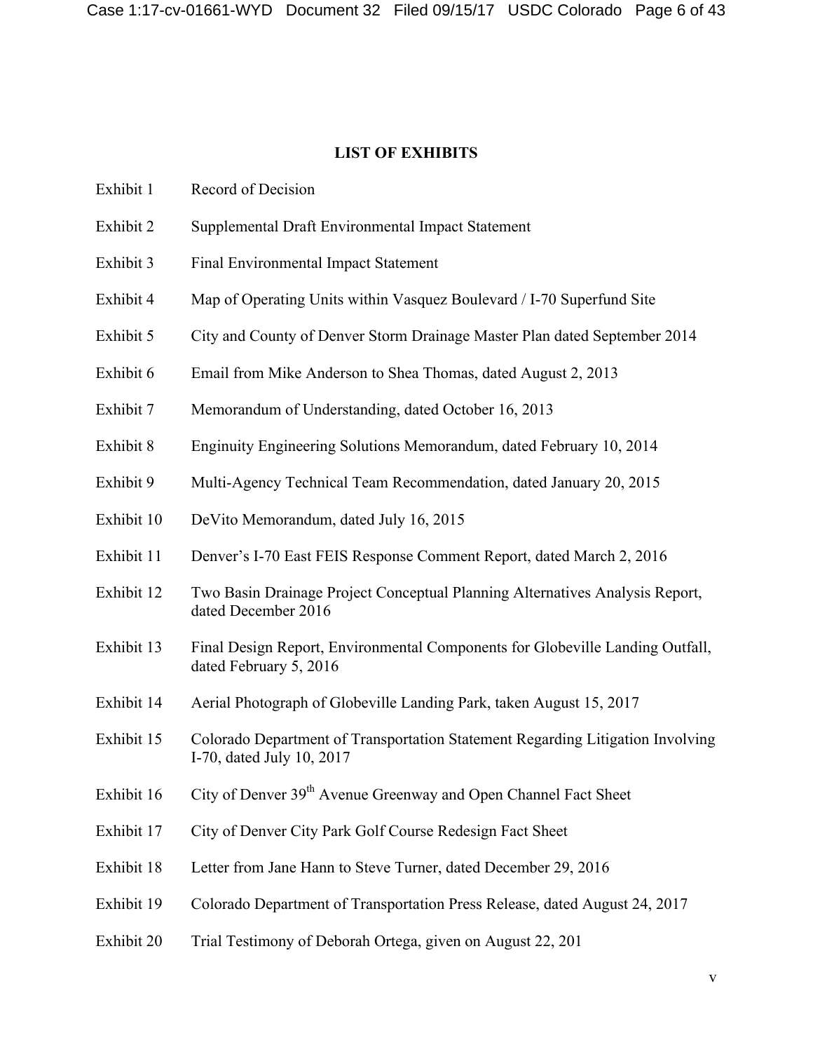## LIST OF EXHIBITS

| | |
|---|---|
| Exhibit 1 | Record of Decision |
| Exhibit 2 | Supplemental Draft Environmental Impact Statement |
| Exhibit 3 | Final Environmental Impact Statement |
| Exhibit 4 | Map of Operating Units within Vasquez Boulevard / I-70 Superfund Site |
| Exhibit 5 | City and County of Denver Storm Drainage Master Plan dated September 2014 |
| Exhibit 6 | Email from Mike Anderson to Shea Thomas, dated August 2, 2013 |
| Exhibit 7 | Memorandum of Understanding, dated October 16, 2013 |
| Exhibit 8 | Enginuity Engineering Solutions Memorandum, dated February 10, 2014 |
| Exhibit 9 | Multi-Agency Technical Team Recommendation, dated January 20, 2015 |
| Exhibit 10 | DeVito Memorandum, dated July 16, 2015 |
| Exhibit 11 | Denver's I-70 East FEIS Response Comment Report, dated March 2, 2016 |
| Exhibit 12 | Two Basin Drainage Project Conceptual Planning Alternatives Analysis Report, dated December 2016 |
| Exhibit 13 | Final Design Report, Environmental Components for Globeville Landing Outfall, dated February 5, 2016 |
| Exhibit 14 | Aerial Photograph of Globeville Landing Park, taken August 15, 2017 |
| Exhibit 15 | Colorado Department of Transportation Statement Regarding Litigation Involving I-70, dated July 10, 2017 |
| Exhibit 16 | City of Denver 39th Avenue Greenway and Open Channel Fact Sheet |
| Exhibit 17 | City of Denver City Park Golf Course Redesign Fact Sheet |
| Exhibit 18 | Letter from Jane Hann to Steve Turner, dated December 29, 2016 |
| Exhibit 19 | Colorado Department of Transportation Press Release, dated August 24, 2017 |
| Exhibit 20 | Trial Testimony of Deborah Ortega, given on August 22, 201 |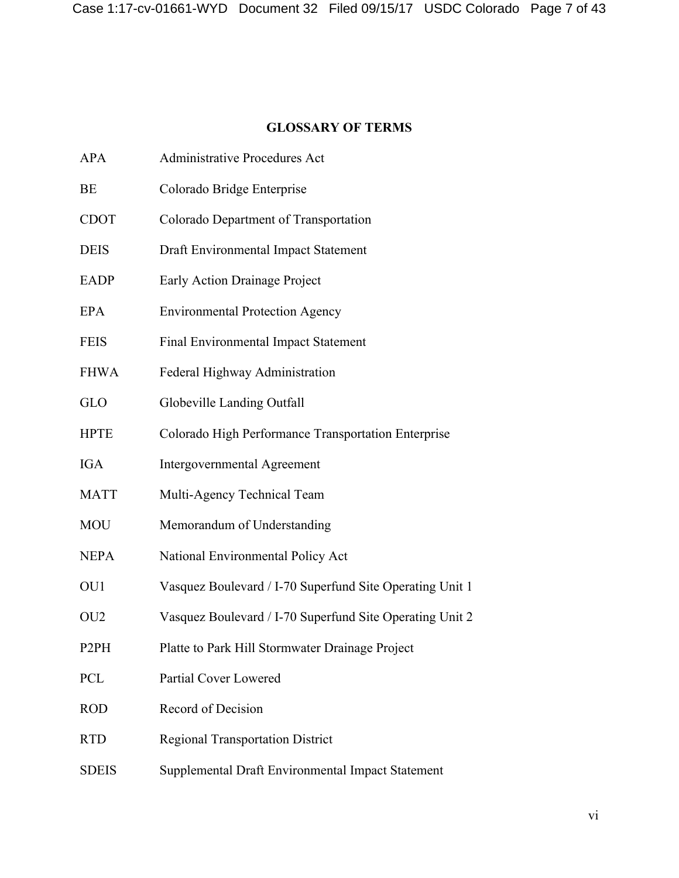## GLOSSARY OF TERMS

| | |
|---|---|
| APA | Administrative Procedures Act |
| BE | Colorado Bridge Enterprise |
| CDOT | Colorado Department of Transportation |
| DEIS | Draft Environmental Impact Statement |
| EADP | Early Action Drainage Project |
| EPA | Environmental Protection Agency |
| FEIS | Final Environmental Impact Statement |
| FHWA | Federal Highway Administration |
| GLO | Globeville Landing Outfall |
| HPTE | Colorado High Performance Transportation Enterprise |
| IGA | Intergovernmental Agreement |
| MATT | Multi-Agency Technical Team |
| MOU | Memorandum of Understanding |
| NEPA | National Environmental Policy Act |
| OU1 | Vasquez Boulevard / I-70 Superfund Site Operating Unit 1 |
| OU2 | Vasquez Boulevard / I-70 Superfund Site Operating Unit 2 |
| P2PH | Platte to Park Hill Stormwater Drainage Project |
| PCL | Partial Cover Lowered |
| ROD | Record of Decision |
| RTD | Regional Transportation District |
| SDEIS | Supplemental Draft Environmental Impact Statement |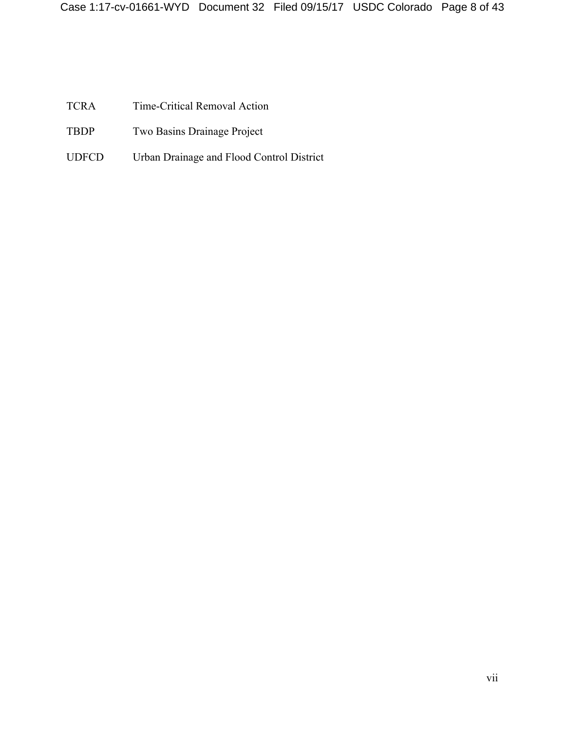| | |
|---|---|
| TCRA | Time-Critical Removal Action |
| TBDP | Two Basins Drainage Project |
| UDFCD | Urban Drainage and Flood Control District |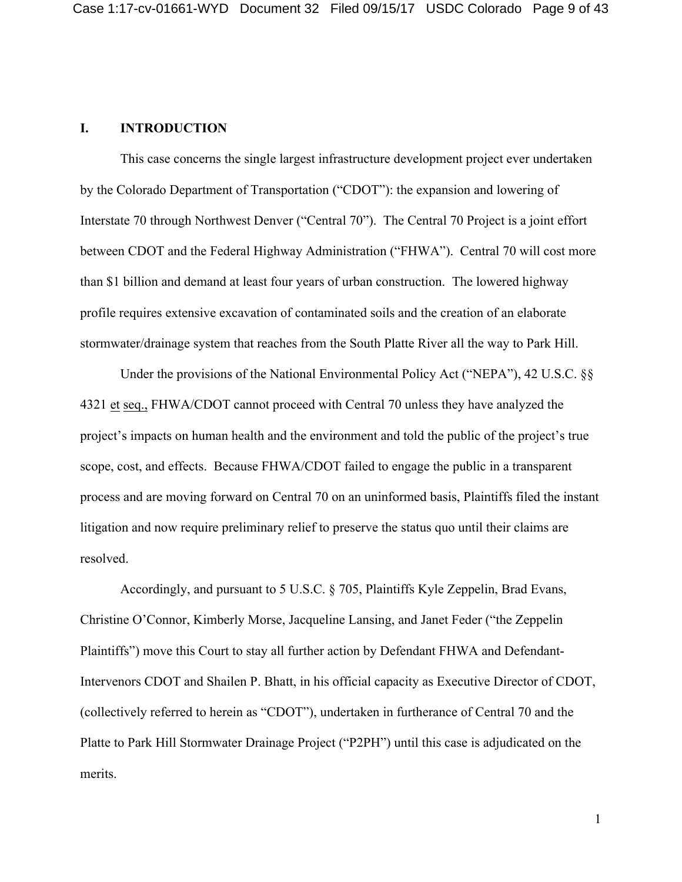## I. INTRODUCTION

This case concerns the single largest infrastructure development project ever undertaken by the Colorado Department of Transportation ("CDOT"): the expansion and lowering of Interstate 70 through Northwest Denver ("Central 70"). The Central 70 Project is a joint effort between CDOT and the Federal Highway Administration ("FHWA"). Central 70 will cost more than $1 billion and demand at least four years of urban construction. The lowered highway profile requires extensive excavation of contaminated soils and the creation of an elaborate stormwater/drainage system that reaches from the South Platte River all the way to Park Hill.

Under the provisions of the National Environmental Policy Act ("NEPA"), 42 U.S.C. §§ 4321 et seq., FHWA/CDOT cannot proceed with Central 70 unless they have analyzed the project's impacts on human health and the environment and told the public of the project's true scope, cost, and effects. Because FHWA/CDOT failed to engage the public in a transparent process and are moving forward on Central 70 on an uninformed basis, Plaintiffs filed the instant litigation and now require preliminary relief to preserve the status quo until their claims are resolved.

Accordingly, and pursuant to 5 U.S.C. § 705, Plaintiffs Kyle Zeppelin, Brad Evans, Christine O'Connor, Kimberly Morse, Jacqueline Lansing, and Janet Feder ("the Zeppelin Plaintiffs") move this Court to stay all further action by Defendant FHWA and Defendant-Intervenors CDOT and Shailen P. Bhatt, in his official capacity as Executive Director of CDOT, (collectively referred to herein as "CDOT"), undertaken in furtherance of Central 70 and the Platte to Park Hill Stormwater Drainage Project ("P2PH") until this case is adjudicated on the merits.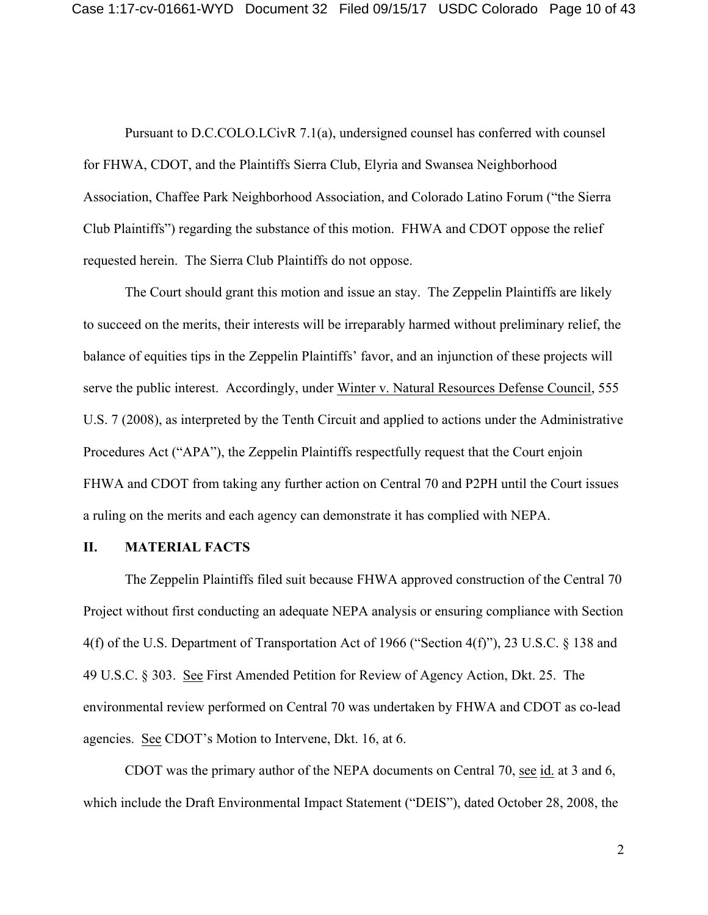Pursuant to D.C.COLO.LCivR 7.1(a), undersigned counsel has conferred with counsel for FHWA, CDOT, and the Plaintiffs Sierra Club, Elyria and Swansea Neighborhood Association, Chaffee Park Neighborhood Association, and Colorado Latino Forum ("the Sierra Club Plaintiffs") regarding the substance of this motion. FHWA and CDOT oppose the relief requested herein. The Sierra Club Plaintiffs do not oppose.

The Court should grant this motion and issue an stay. The Zeppelin Plaintiffs are likely to succeed on the merits, their interests will be irreparably harmed without preliminary relief, the balance of equities tips in the Zeppelin Plaintiffs' favor, and an injunction of these projects will serve the public interest. Accordingly, under Winter v. Natural Resources Defense Council, 555 U.S. 7 (2008), as interpreted by the Tenth Circuit and applied to actions under the Administrative Procedures Act ("APA"), the Zeppelin Plaintiffs respectfully request that the Court enjoin FHWA and CDOT from taking any further action on Central 70 and P2PH until the Court issues a ruling on the merits and each agency can demonstrate it has complied with NEPA.

## II. MATERIAL FACTS

The Zeppelin Plaintiffs filed suit because FHWA approved construction of the Central 70 Project without first conducting an adequate NEPA analysis or ensuring compliance with Section 4(f) of the U.S. Department of Transportation Act of 1966 ("Section 4(f)"), 23 U.S.C. § 138 and 49 U.S.C. § 303. See First Amended Petition for Review of Agency Action, Dkt. 25. The environmental review performed on Central 70 was undertaken by FHWA and CDOT as co-lead agencies. See CDOT's Motion to Intervene, Dkt. 16, at 6.

CDOT was the primary author of the NEPA documents on Central 70, see id. at 3 and 6, which include the Draft Environmental Impact Statement ("DEIS"), dated October 28, 2008, the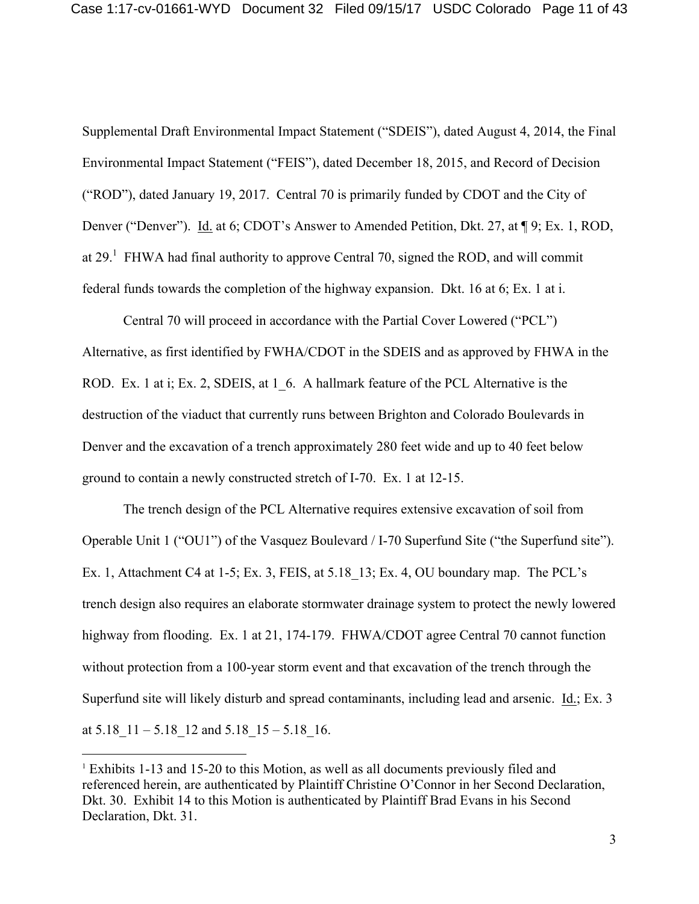Supplemental Draft Environmental Impact Statement ("SDEIS"), dated August 4, 2014, the Final Environmental Impact Statement ("FEIS"), dated December 18, 2015, and Record of Decision ("ROD"), dated January 19, 2017. Central 70 is primarily funded by CDOT and the City of Denver ("Denver"). Id. at 6; CDOT's Answer to Amended Petition, Dkt. 27, at ¶ 9; Ex. 1, ROD, at 29.[1] FHWA had final authority to approve Central 70, signed the ROD, and will commit federal funds towards the completion of the highway expansion. Dkt. 16 at 6; Ex. 1 at i.

Central 70 will proceed in accordance with the Partial Cover Lowered ("PCL") Alternative, as first identified by FWHA/CDOT in the SDEIS and as approved by FHWA in the ROD. Ex. 1 at i; Ex. 2, SDEIS, at 1_6. A hallmark feature of the PCL Alternative is the destruction of the viaduct that currently runs between Brighton and Colorado Boulevards in Denver and the excavation of a trench approximately 280 feet wide and up to 40 feet below ground to contain a newly constructed stretch of I-70. Ex. 1 at 12-15.

The trench design of the PCL Alternative requires extensive excavation of soil from Operable Unit 1 ("OU1") of the Vasquez Boulevard / I-70 Superfund Site ("the Superfund site"). Ex. 1, Attachment C4 at 1-5; Ex. 3, FEIS, at 5.18_13; Ex. 4, OU boundary map. The PCL's trench design also requires an elaborate stormwater drainage system to protect the newly lowered highway from flooding. Ex. 1 at 21, 174-179. FHWA/CDOT agree Central 70 cannot function without protection from a 100-year storm event and that excavation of the trench through the Superfund site will likely disturb and spread contaminants, including lead and arsenic. Id.; Ex. 3 at 5.18_11 – 5.18_12 and 5.18_15 – 5.18_16.

---

[1] Exhibits 1-13 and 15-20 to this Motion, as well as all documents previously filed and referenced herein, are authenticated by Plaintiff Christine O'Connor in her Second Declaration, Dkt. 30. Exhibit 14 to this Motion is authenticated by Plaintiff Brad Evans in his Second Declaration, Dkt. 31.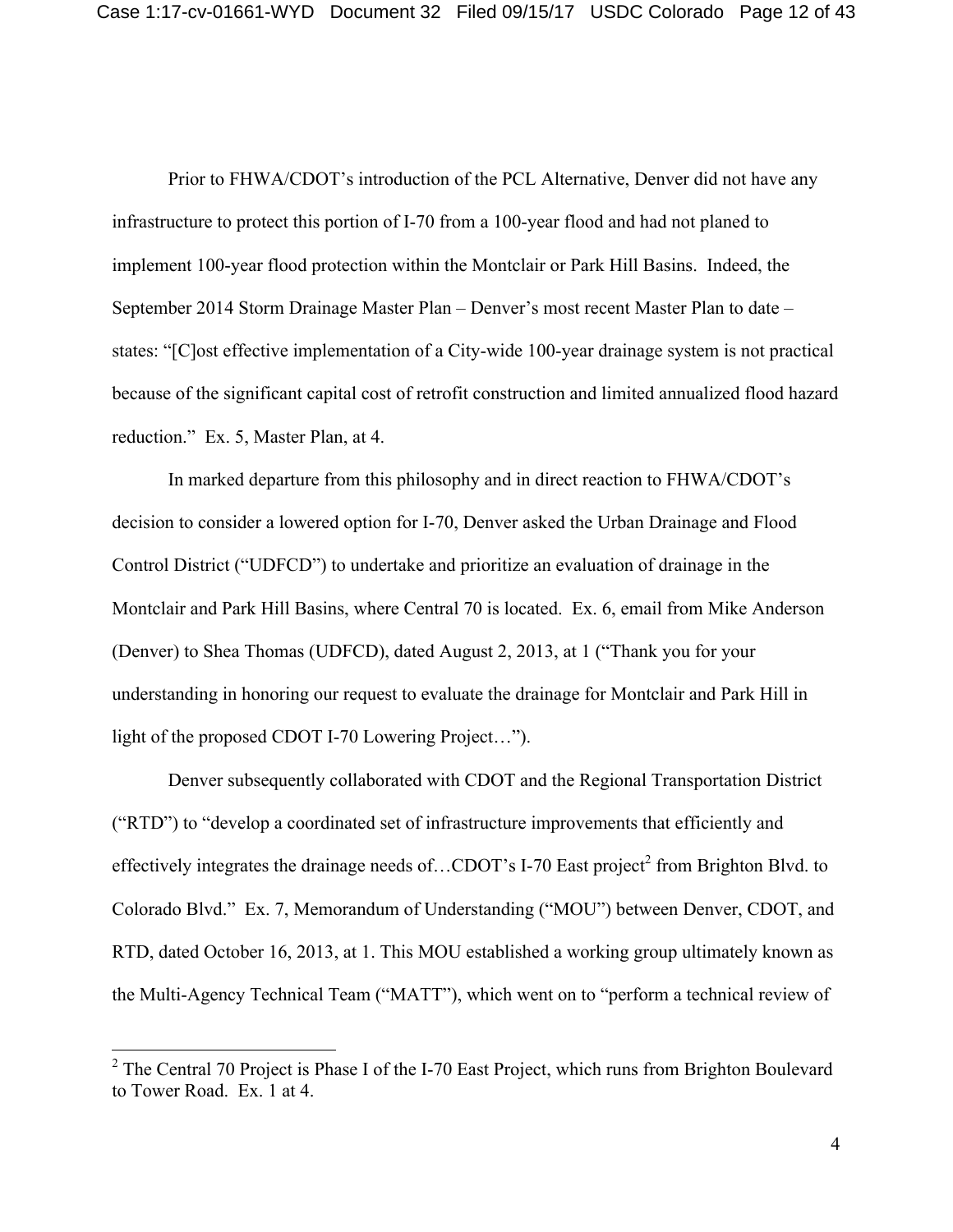Prior to FHWA/CDOT's introduction of the PCL Alternative, Denver did not have any infrastructure to protect this portion of I-70 from a 100-year flood and had not planed to implement 100-year flood protection within the Montclair or Park Hill Basins. Indeed, the September 2014 Storm Drainage Master Plan – Denver's most recent Master Plan to date – states: "[C]ost effective implementation of a City-wide 100-year drainage system is not practical because of the significant capital cost of retrofit construction and limited annualized flood hazard reduction." Ex. 5, Master Plan, at 4.

In marked departure from this philosophy and in direct reaction to FHWA/CDOT's decision to consider a lowered option for I-70, Denver asked the Urban Drainage and Flood Control District ("UDFCD") to undertake and prioritize an evaluation of drainage in the Montclair and Park Hill Basins, where Central 70 is located. Ex. 6, email from Mike Anderson (Denver) to Shea Thomas (UDFCD), dated August 2, 2013, at 1 ("Thank you for your understanding in honoring our request to evaluate the drainage for Montclair and Park Hill in light of the proposed CDOT I-70 Lowering Project…").

Denver subsequently collaborated with CDOT and the Regional Transportation District ("RTD") to "develop a coordinated set of infrastructure improvements that efficiently and effectively integrates the drainage needs of…CDOT's I-70 East project[2] from Brighton Blvd. to Colorado Blvd." Ex. 7, Memorandum of Understanding ("MOU") between Denver, CDOT, and RTD, dated October 16, 2013, at 1. This MOU established a working group ultimately known as the Multi-Agency Technical Team ("MATT"), which went on to "perform a technical review of

---

[2] The Central 70 Project is Phase I of the I-70 East Project, which runs from Brighton Boulevard to Tower Road. Ex. 1 at 4.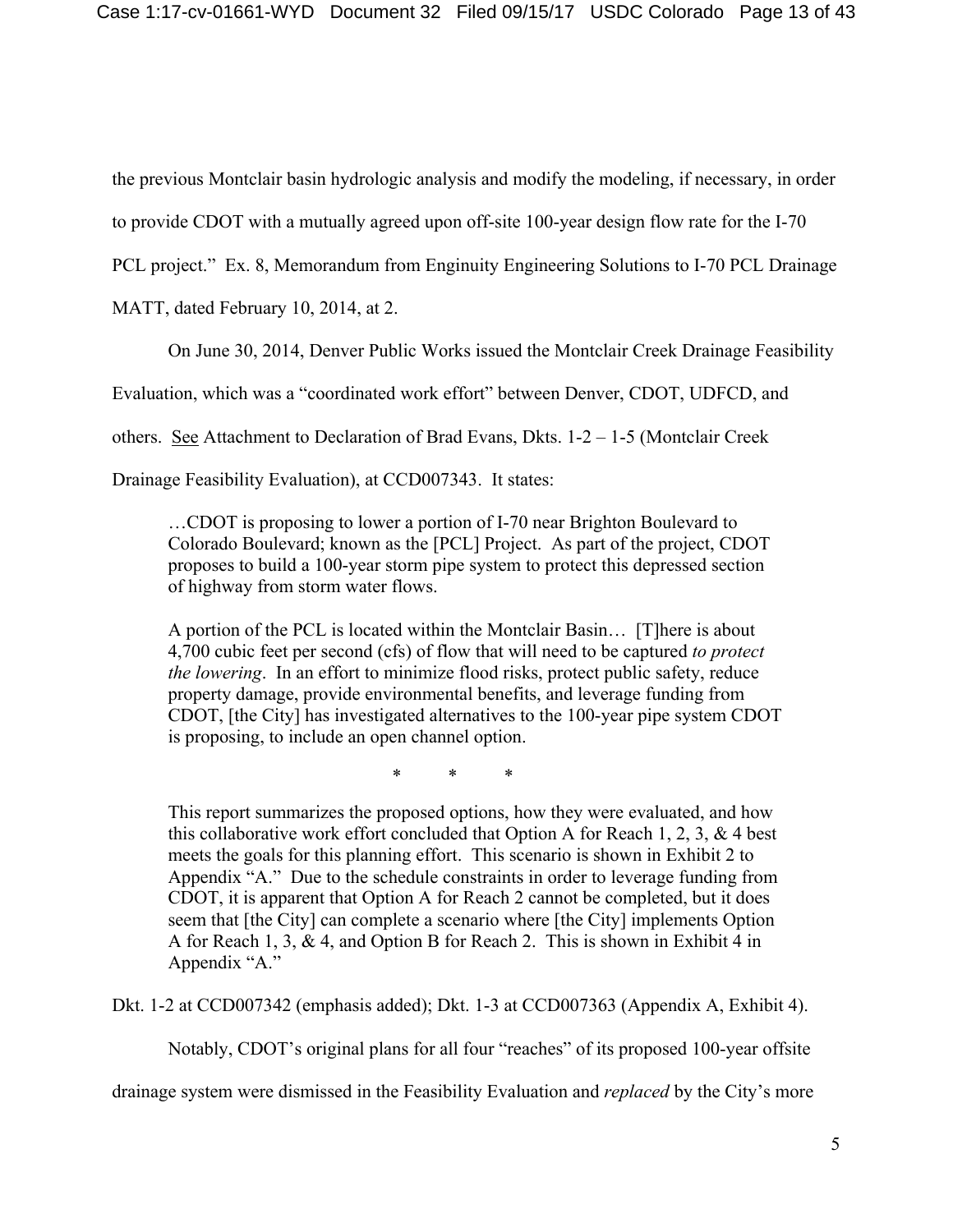the previous Montclair basin hydrologic analysis and modify the modeling, if necessary, in order to provide CDOT with a mutually agreed upon off-site 100-year design flow rate for the I-70 PCL project." Ex. 8, Memorandum from Enginuity Engineering Solutions to I-70 PCL Drainage MATT, dated February 10, 2014, at 2.

On June 30, 2014, Denver Public Works issued the Montclair Creek Drainage Feasibility Evaluation, which was a "coordinated work effort" between Denver, CDOT, UDFCD, and others. See Attachment to Declaration of Brad Evans, Dkts. 1-2 – 1-5 (Montclair Creek Drainage Feasibility Evaluation), at CCD007343. It states:

> …CDOT is proposing to lower a portion of I-70 near Brighton Boulevard to Colorado Boulevard; known as the [PCL] Project. As part of the project, CDOT proposes to build a 100-year storm pipe system to protect this depressed section of highway from storm water flows.
>
> A portion of the PCL is located within the Montclair Basin… [T]here is about 4,700 cubic feet per second (cfs) of flow that will need to be captured *to protect the lowering*. In an effort to minimize flood risks, protect public safety, reduce property damage, provide environmental benefits, and leverage funding from CDOT, [the City] has investigated alternatives to the 100-year pipe system CDOT is proposing, to include an open channel option.
>
> \* \* \*
>
> This report summarizes the proposed options, how they were evaluated, and how this collaborative work effort concluded that Option A for Reach 1, 2, 3, & 4 best meets the goals for this planning effort. This scenario is shown in Exhibit 2 to Appendix "A." Due to the schedule constraints in order to leverage funding from CDOT, it is apparent that Option A for Reach 2 cannot be completed, but it does seem that [the City] can complete a scenario where [the City] implements Option A for Reach 1, 3, & 4, and Option B for Reach 2. This is shown in Exhibit 4 in Appendix "A."

Dkt. 1-2 at CCD007342 (emphasis added); Dkt. 1-3 at CCD007363 (Appendix A, Exhibit 4).

Notably, CDOT's original plans for all four "reaches" of its proposed 100-year offsite drainage system were dismissed in the Feasibility Evaluation and *replaced* by the City's more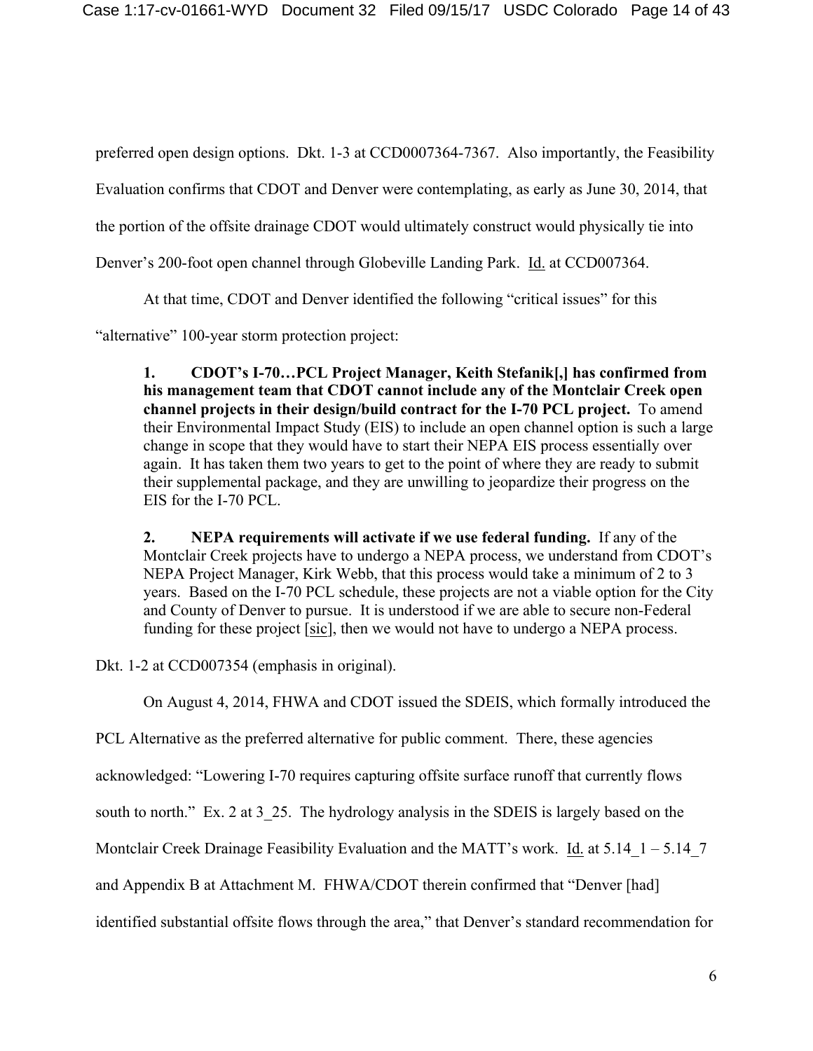preferred open design options. Dkt. 1-3 at CCD0007364-7367. Also importantly, the Feasibility Evaluation confirms that CDOT and Denver were contemplating, as early as June 30, 2014, that the portion of the offsite drainage CDOT would ultimately construct would physically tie into Denver's 200-foot open channel through Globeville Landing Park. Id. at CCD007364.

At that time, CDOT and Denver identified the following "critical issues" for this "alternative" 100-year storm protection project:

> **1. CDOT's I-70…PCL Project Manager, Keith Stefanik[,] has confirmed from his management team that CDOT cannot include any of the Montclair Creek open channel projects in their design/build contract for the I-70 PCL project.** To amend their Environmental Impact Study (EIS) to include an open channel option is such a large change in scope that they would have to start their NEPA EIS process essentially over again. It has taken them two years to get to the point of where they are ready to submit their supplemental package, and they are unwilling to jeopardize their progress on the EIS for the I-70 PCL.
>
> **2. NEPA requirements will activate if we use federal funding.** If any of the Montclair Creek projects have to undergo a NEPA process, we understand from CDOT's NEPA Project Manager, Kirk Webb, that this process would take a minimum of 2 to 3 years. Based on the I-70 PCL schedule, these projects are not a viable option for the City and County of Denver to pursue. It is understood if we are able to secure non-Federal funding for these project [sic], then we would not have to undergo a NEPA process.

Dkt. 1-2 at CCD007354 (emphasis in original).

On August 4, 2014, FHWA and CDOT issued the SDEIS, which formally introduced the PCL Alternative as the preferred alternative for public comment. There, these agencies acknowledged: "Lowering I-70 requires capturing offsite surface runoff that currently flows south to north." Ex. 2 at 3_25. The hydrology analysis in the SDEIS is largely based on the Montclair Creek Drainage Feasibility Evaluation and the MATT's work. Id. at 5.14_1 – 5.14_7 and Appendix B at Attachment M. FHWA/CDOT therein confirmed that "Denver [had] identified substantial offsite flows through the area," that Denver's standard recommendation for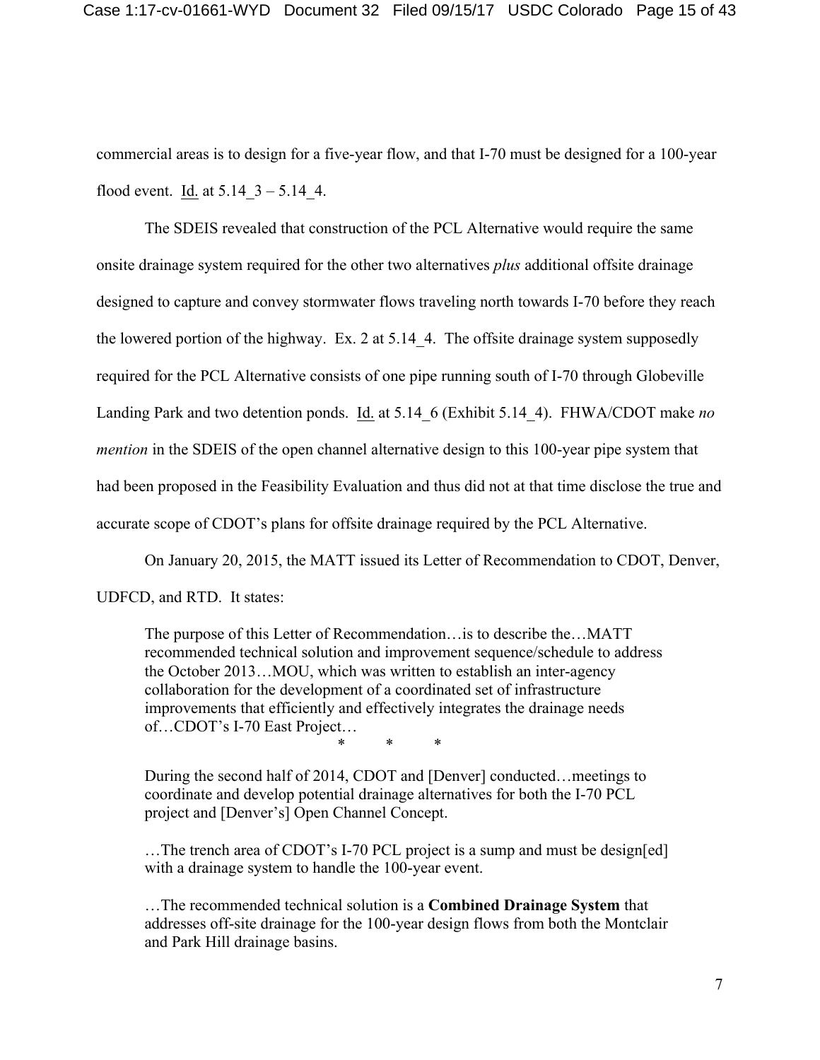commercial areas is to design for a five-year flow, and that I-70 must be designed for a 100-year flood event. Id. at 5.14_3 – 5.14_4.

The SDEIS revealed that construction of the PCL Alternative would require the same onsite drainage system required for the other two alternatives *plus* additional offsite drainage designed to capture and convey stormwater flows traveling north towards I-70 before they reach the lowered portion of the highway. Ex. 2 at 5.14_4. The offsite drainage system supposedly required for the PCL Alternative consists of one pipe running south of I-70 through Globeville Landing Park and two detention ponds. Id. at 5.14_6 (Exhibit 5.14_4). FHWA/CDOT make *no mention* in the SDEIS of the open channel alternative design to this 100-year pipe system that had been proposed in the Feasibility Evaluation and thus did not at that time disclose the true and accurate scope of CDOT's plans for offsite drainage required by the PCL Alternative.

On January 20, 2015, the MATT issued its Letter of Recommendation to CDOT, Denver, UDFCD, and RTD. It states:

> The purpose of this Letter of Recommendation…is to describe the…MATT recommended technical solution and improvement sequence/schedule to address the October 2013…MOU, which was written to establish an inter-agency collaboration for the development of a coordinated set of infrastructure improvements that efficiently and effectively integrates the drainage needs of…CDOT's I-70 East Project…
>
> \* \* \*
>
> During the second half of 2014, CDOT and [Denver] conducted…meetings to coordinate and develop potential drainage alternatives for both the I-70 PCL project and [Denver's] Open Channel Concept.
>
> …The trench area of CDOT's I-70 PCL project is a sump and must be design[ed] with a drainage system to handle the 100-year event.
>
> …The recommended technical solution is a **Combined Drainage System** that addresses off-site drainage for the 100-year design flows from both the Montclair and Park Hill drainage basins.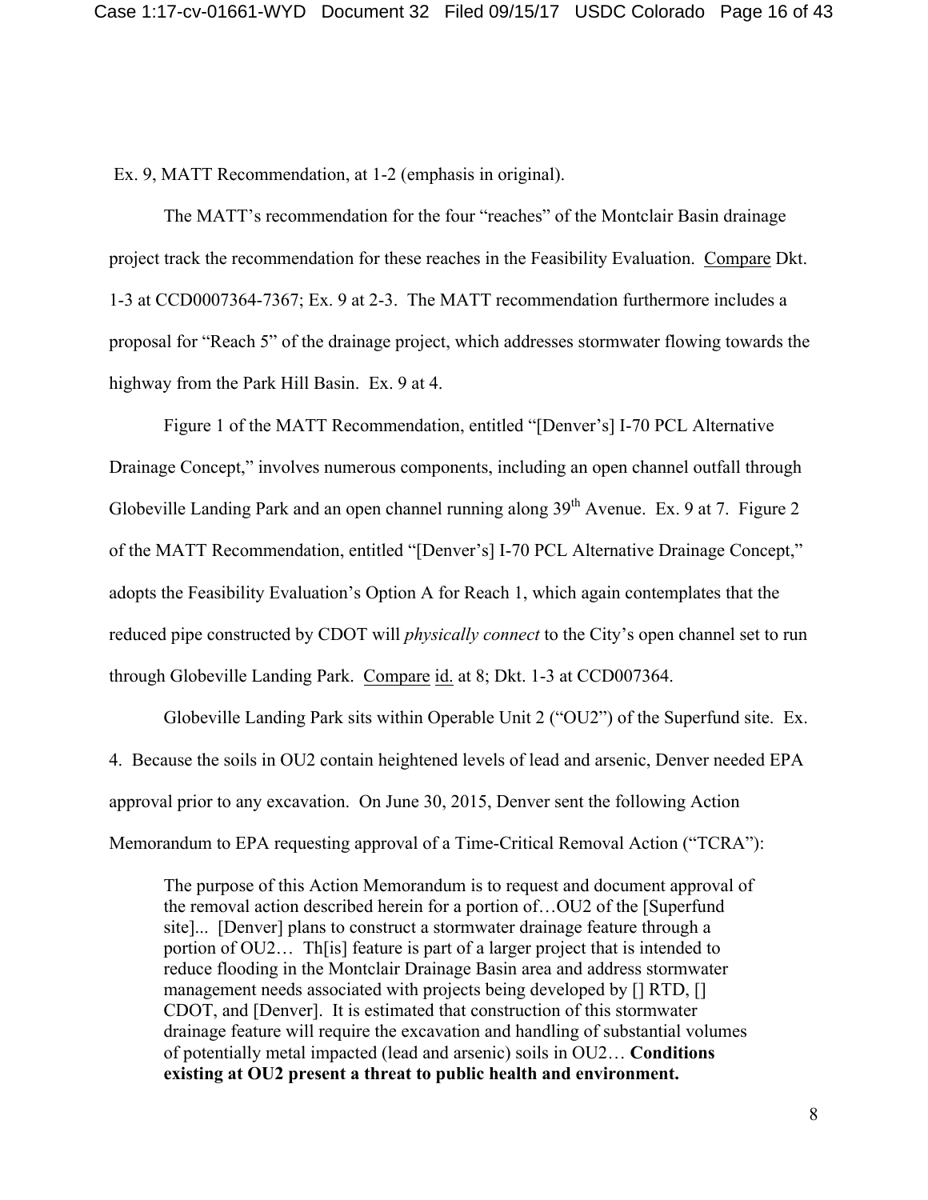Ex. 9, MATT Recommendation, at 1-2 (emphasis in original).

The MATT's recommendation for the four "reaches" of the Montclair Basin drainage project track the recommendation for these reaches in the Feasibility Evaluation. Compare Dkt. 1-3 at CCD0007364-7367; Ex. 9 at 2-3. The MATT recommendation furthermore includes a proposal for "Reach 5" of the drainage project, which addresses stormwater flowing towards the highway from the Park Hill Basin. Ex. 9 at 4.

Figure 1 of the MATT Recommendation, entitled "[Denver's] I-70 PCL Alternative Drainage Concept," involves numerous components, including an open channel outfall through Globeville Landing Park and an open channel running along 39th Avenue. Ex. 9 at 7. Figure 2 of the MATT Recommendation, entitled "[Denver's] I-70 PCL Alternative Drainage Concept," adopts the Feasibility Evaluation's Option A for Reach 1, which again contemplates that the reduced pipe constructed by CDOT will *physically connect* to the City's open channel set to run through Globeville Landing Park. Compare id. at 8; Dkt. 1-3 at CCD007364.

Globeville Landing Park sits within Operable Unit 2 ("OU2") of the Superfund site. Ex. 4. Because the soils in OU2 contain heightened levels of lead and arsenic, Denver needed EPA approval prior to any excavation. On June 30, 2015, Denver sent the following Action Memorandum to EPA requesting approval of a Time-Critical Removal Action ("TCRA"):

> The purpose of this Action Memorandum is to request and document approval of the removal action described herein for a portion of…OU2 of the [Superfund site]... [Denver] plans to construct a stormwater drainage feature through a portion of OU2… Th[is] feature is part of a larger project that is intended to reduce flooding in the Montclair Drainage Basin area and address stormwater management needs associated with projects being developed by [] RTD, [] CDOT, and [Denver]. It is estimated that construction of this stormwater drainage feature will require the excavation and handling of substantial volumes of potentially metal impacted (lead and arsenic) soils in OU2… **Conditions existing at OU2 present a threat to public health and environment.**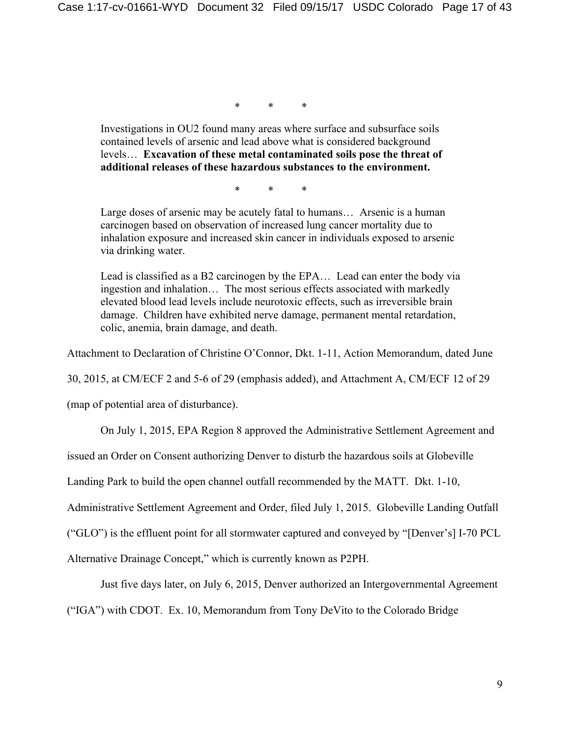\* \* \*

> Investigations in OU2 found many areas where surface and subsurface soils contained levels of arsenic and lead above what is considered background levels… **Excavation of these metal contaminated soils pose the threat of additional releases of these hazardous substances to the environment.**
>
> \* \* \*
>
> Large doses of arsenic may be acutely fatal to humans… Arsenic is a human carcinogen based on observation of increased lung cancer mortality due to inhalation exposure and increased skin cancer in individuals exposed to arsenic via drinking water.
>
> Lead is classified as a B2 carcinogen by the EPA… Lead can enter the body via ingestion and inhalation… The most serious effects associated with markedly elevated blood lead levels include neurotoxic effects, such as irreversible brain damage. Children have exhibited nerve damage, permanent mental retardation, colic, anemia, brain damage, and death.

Attachment to Declaration of Christine O'Connor, Dkt. 1-11, Action Memorandum, dated June 30, 2015, at CM/ECF 2 and 5-6 of 29 (emphasis added), and Attachment A, CM/ECF 12 of 29 (map of potential area of disturbance).

On July 1, 2015, EPA Region 8 approved the Administrative Settlement Agreement and issued an Order on Consent authorizing Denver to disturb the hazardous soils at Globeville Landing Park to build the open channel outfall recommended by the MATT. Dkt. 1-10, Administrative Settlement Agreement and Order, filed July 1, 2015. Globeville Landing Outfall ("GLO") is the effluent point for all stormwater captured and conveyed by "[Denver's] I-70 PCL Alternative Drainage Concept," which is currently known as P2PH.

Just five days later, on July 6, 2015, Denver authorized an Intergovernmental Agreement ("IGA") with CDOT. Ex. 10, Memorandum from Tony DeVito to the Colorado Bridge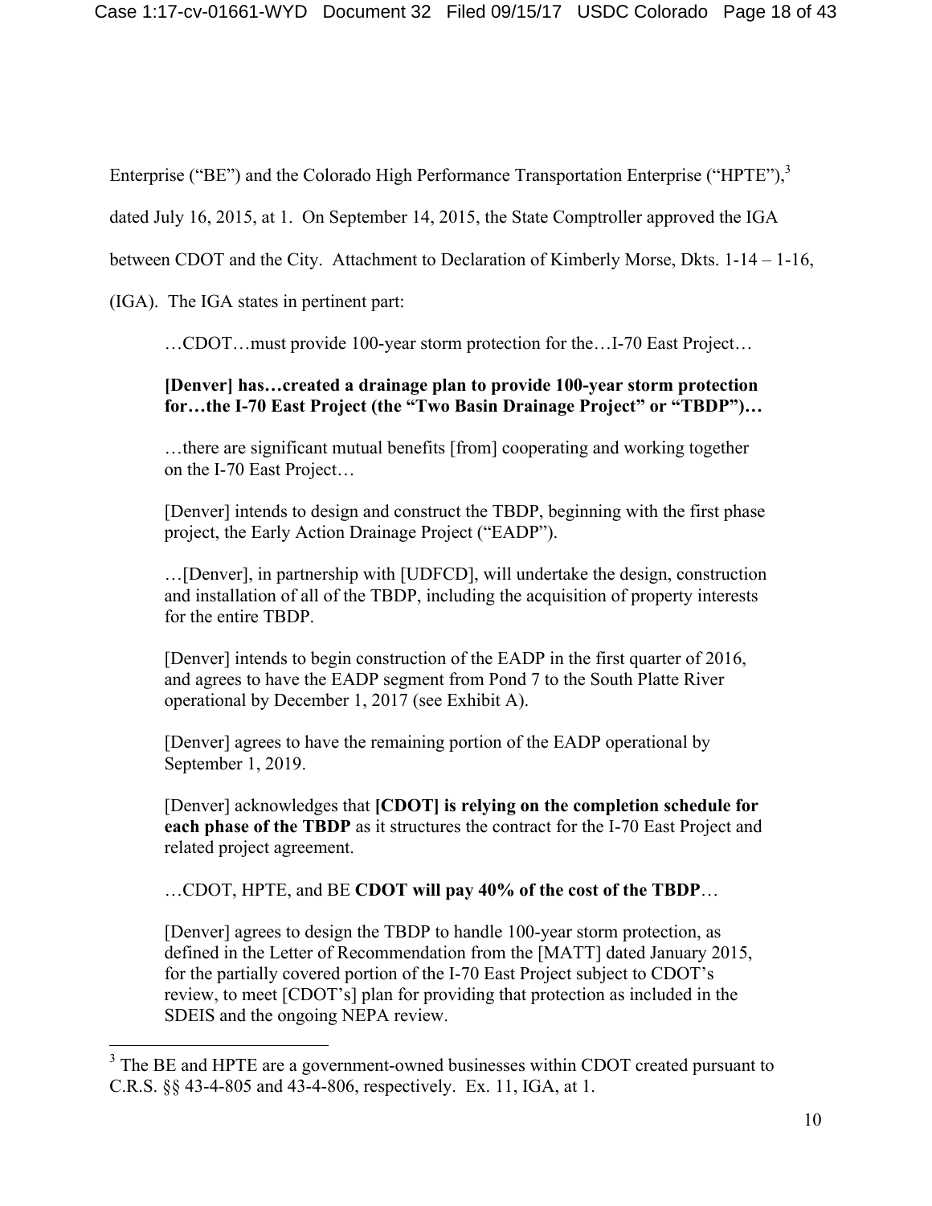Enterprise ("BE") and the Colorado High Performance Transportation Enterprise ("HPTE"),[3] dated July 16, 2015, at 1. On September 14, 2015, the State Comptroller approved the IGA between CDOT and the City. Attachment to Declaration of Kimberly Morse, Dkts. 1-14 – 1-16, (IGA). The IGA states in pertinent part:

> …CDOT…must provide 100-year storm protection for the…I-70 East Project…
>
> **[Denver] has…created a drainage plan to provide 100-year storm protection for…the I-70 East Project (the "Two Basin Drainage Project" or "TBDP")…**
>
> …there are significant mutual benefits [from] cooperating and working together on the I-70 East Project…
>
> [Denver] intends to design and construct the TBDP, beginning with the first phase project, the Early Action Drainage Project ("EADP").
>
> …[Denver], in partnership with [UDFCD], will undertake the design, construction and installation of all of the TBDP, including the acquisition of property interests for the entire TBDP.
>
> [Denver] intends to begin construction of the EADP in the first quarter of 2016, and agrees to have the EADP segment from Pond 7 to the South Platte River operational by December 1, 2017 (see Exhibit A).
>
> [Denver] agrees to have the remaining portion of the EADP operational by September 1, 2019.
>
> [Denver] acknowledges that **[CDOT] is relying on the completion schedule for each phase of the TBDP** as it structures the contract for the I-70 East Project and related project agreement.
>
> …CDOT, HPTE, and BE **CDOT will pay 40% of the cost of the TBDP**…
>
> [Denver] agrees to design the TBDP to handle 100-year storm protection, as defined in the Letter of Recommendation from the [MATT] dated January 2015, for the partially covered portion of the I-70 East Project subject to CDOT's review, to meet [CDOT's] plan for providing that protection as included in the SDEIS and the ongoing NEPA review.

---

[3] The BE and HPTE are a government-owned businesses within CDOT created pursuant to C.R.S. §§ 43-4-805 and 43-4-806, respectively. Ex. 11, IGA, at 1.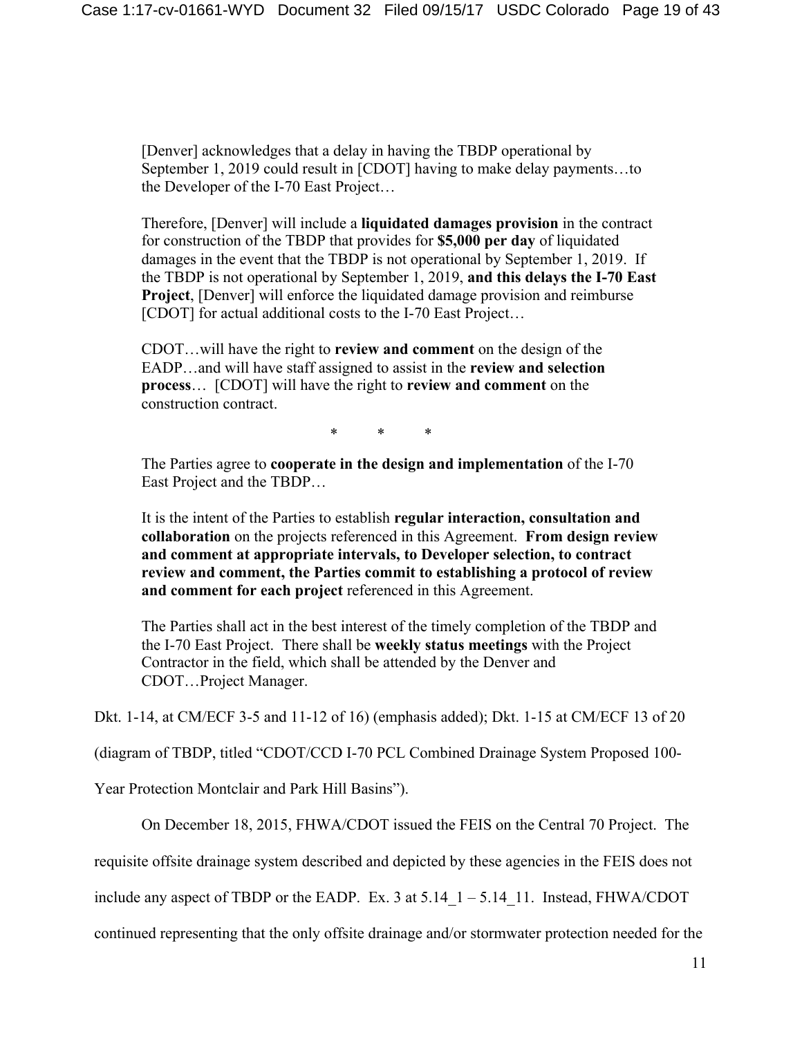> [Denver] acknowledges that a delay in having the TBDP operational by September 1, 2019 could result in [CDOT] having to make delay payments…to the Developer of the I-70 East Project…
>
> Therefore, [Denver] will include a **liquidated damages provision** in the contract for construction of the TBDP that provides for **$5,000 per day** of liquidated damages in the event that the TBDP is not operational by September 1, 2019. If the TBDP is not operational by September 1, 2019, **and this delays the I-70 East Project**, [Denver] will enforce the liquidated damage provision and reimburse [CDOT] for actual additional costs to the I-70 East Project…
>
> CDOT…will have the right to **review and comment** on the design of the EADP…and will have staff assigned to assist in the **review and selection process**… [CDOT] will have the right to **review and comment** on the construction contract.
>
> \* \* \*
>
> The Parties agree to **cooperate in the design and implementation** of the I-70 East Project and the TBDP…
>
> It is the intent of the Parties to establish **regular interaction, consultation and collaboration** on the projects referenced in this Agreement. **From design review and comment at appropriate intervals, to Developer selection, to contract review and comment, the Parties commit to establishing a protocol of review and comment for each project** referenced in this Agreement.
>
> The Parties shall act in the best interest of the timely completion of the TBDP and the I-70 East Project. There shall be **weekly status meetings** with the Project Contractor in the field, which shall be attended by the Denver and CDOT…Project Manager.

Dkt. 1-14, at CM/ECF 3-5 and 11-12 of 16) (emphasis added); Dkt. 1-15 at CM/ECF 13 of 20 (diagram of TBDP, titled "CDOT/CCD I-70 PCL Combined Drainage System Proposed 100-Year Protection Montclair and Park Hill Basins").

On December 18, 2015, FHWA/CDOT issued the FEIS on the Central 70 Project. The requisite offsite drainage system described and depicted by these agencies in the FEIS does not include any aspect of TBDP or the EADP. Ex. 3 at 5.14_1 – 5.14_11. Instead, FHWA/CDOT continued representing that the only offsite drainage and/or stormwater protection needed for the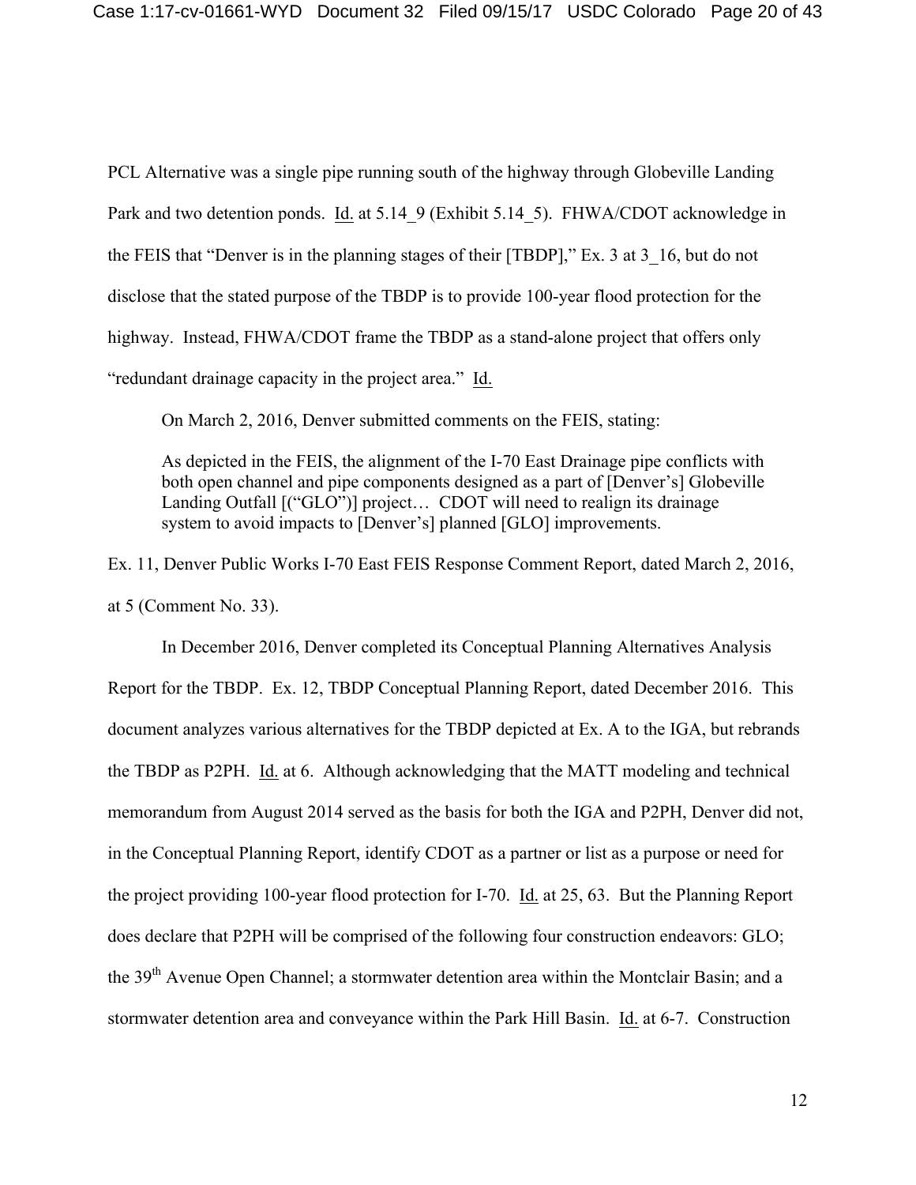PCL Alternative was a single pipe running south of the highway through Globeville Landing Park and two detention ponds. Id. at 5.14_9 (Exhibit 5.14_5). FHWA/CDOT acknowledge in the FEIS that "Denver is in the planning stages of their [TBDP]," Ex. 3 at 3_16, but do not disclose that the stated purpose of the TBDP is to provide 100-year flood protection for the highway. Instead, FHWA/CDOT frame the TBDP as a stand-alone project that offers only "redundant drainage capacity in the project area." Id.

On March 2, 2016, Denver submitted comments on the FEIS, stating:

> As depicted in the FEIS, the alignment of the I-70 East Drainage pipe conflicts with both open channel and pipe components designed as a part of [Denver's] Globeville Landing Outfall [("GLO")] project… CDOT will need to realign its drainage system to avoid impacts to [Denver's] planned [GLO] improvements.

Ex. 11, Denver Public Works I-70 East FEIS Response Comment Report, dated March 2, 2016, at 5 (Comment No. 33).

In December 2016, Denver completed its Conceptual Planning Alternatives Analysis Report for the TBDP. Ex. 12, TBDP Conceptual Planning Report, dated December 2016. This document analyzes various alternatives for the TBDP depicted at Ex. A to the IGA, but rebrands the TBDP as P2PH. Id. at 6. Although acknowledging that the MATT modeling and technical memorandum from August 2014 served as the basis for both the IGA and P2PH, Denver did not, in the Conceptual Planning Report, identify CDOT as a partner or list as a purpose or need for the project providing 100-year flood protection for I-70. Id. at 25, 63. But the Planning Report does declare that P2PH will be comprised of the following four construction endeavors: GLO; the 39th Avenue Open Channel; a stormwater detention area within the Montclair Basin; and a stormwater detention area and conveyance within the Park Hill Basin. Id. at 6-7. Construction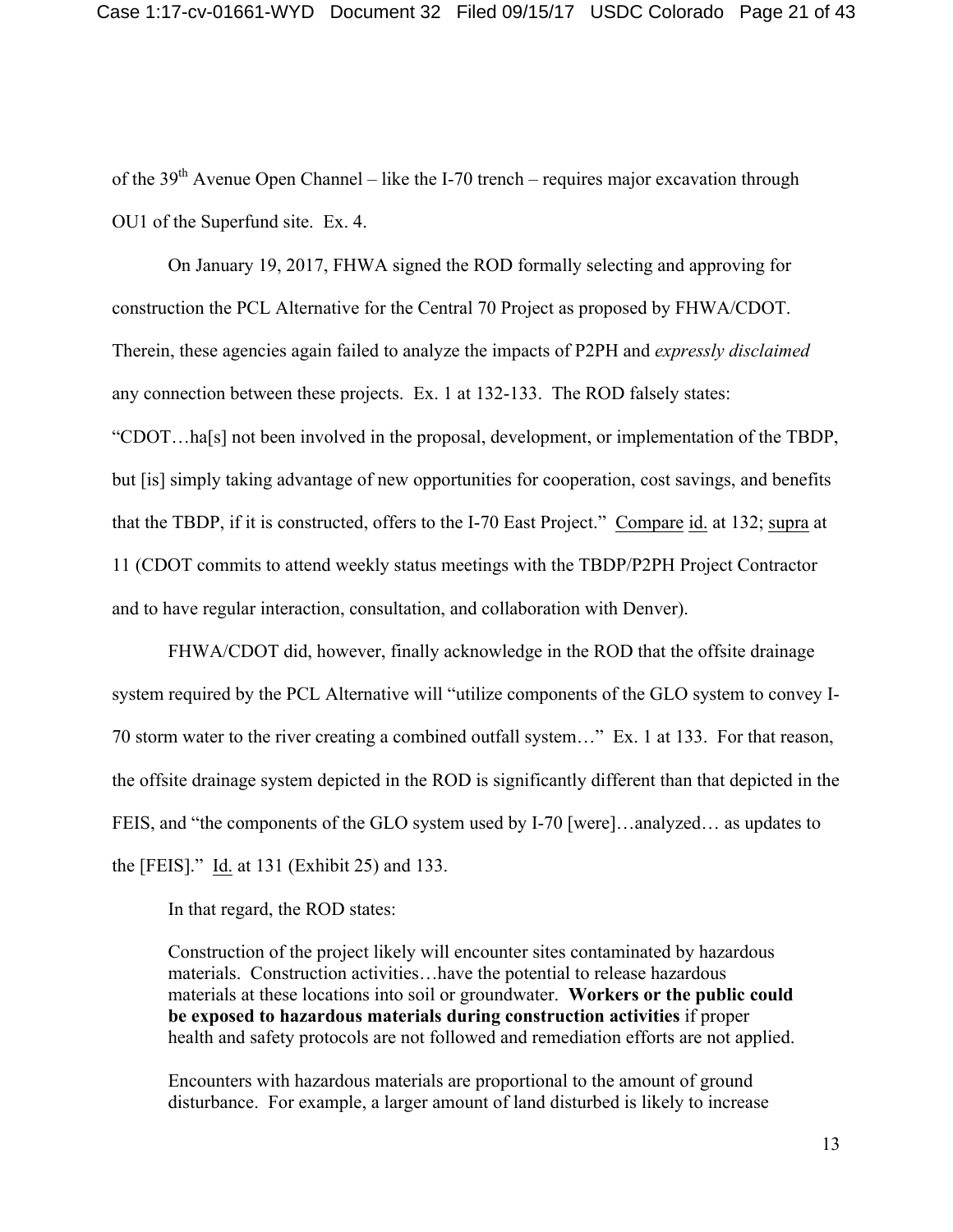of the 39th Avenue Open Channel – like the I-70 trench – requires major excavation through OU1 of the Superfund site. Ex. 4.

On January 19, 2017, FHWA signed the ROD formally selecting and approving for construction the PCL Alternative for the Central 70 Project as proposed by FHWA/CDOT. Therein, these agencies again failed to analyze the impacts of P2PH and *expressly disclaimed* any connection between these projects. Ex. 1 at 132-133. The ROD falsely states: "CDOT…ha[s] not been involved in the proposal, development, or implementation of the TBDP, but [is] simply taking advantage of new opportunities for cooperation, cost savings, and benefits that the TBDP, if it is constructed, offers to the I-70 East Project." Compare id. at 132; supra at 11 (CDOT commits to attend weekly status meetings with the TBDP/P2PH Project Contractor and to have regular interaction, consultation, and collaboration with Denver).

FHWA/CDOT did, however, finally acknowledge in the ROD that the offsite drainage system required by the PCL Alternative will "utilize components of the GLO system to convey I-70 storm water to the river creating a combined outfall system…" Ex. 1 at 133. For that reason, the offsite drainage system depicted in the ROD is significantly different than that depicted in the FEIS, and "the components of the GLO system used by I-70 [were]…analyzed… as updates to the [FEIS]." Id. at 131 (Exhibit 25) and 133.

In that regard, the ROD states:

> Construction of the project likely will encounter sites contaminated by hazardous materials. Construction activities…have the potential to release hazardous materials at these locations into soil or groundwater. **Workers or the public could be exposed to hazardous materials during construction activities** if proper health and safety protocols are not followed and remediation efforts are not applied.
>
> Encounters with hazardous materials are proportional to the amount of ground disturbance. For example, a larger amount of land disturbed is likely to increase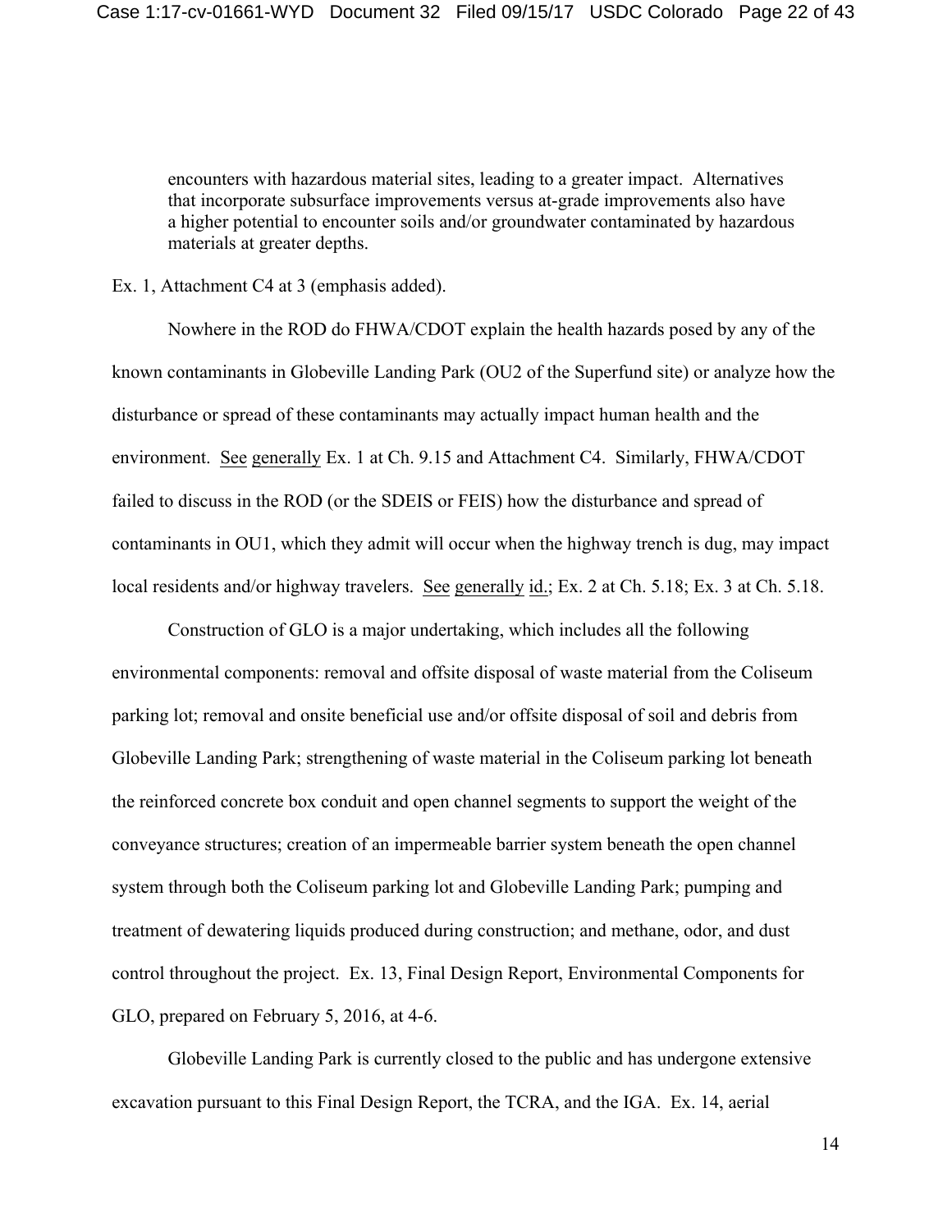> encounters with hazardous material sites, leading to a greater impact. Alternatives that incorporate subsurface improvements versus at-grade improvements also have a higher potential to encounter soils and/or groundwater contaminated by hazardous materials at greater depths.

Ex. 1, Attachment C4 at 3 (emphasis added).

Nowhere in the ROD do FHWA/CDOT explain the health hazards posed by any of the known contaminants in Globeville Landing Park (OU2 of the Superfund site) or analyze how the disturbance or spread of these contaminants may actually impact human health and the environment. See generally Ex. 1 at Ch. 9.15 and Attachment C4. Similarly, FHWA/CDOT failed to discuss in the ROD (or the SDEIS or FEIS) how the disturbance and spread of contaminants in OU1, which they admit will occur when the highway trench is dug, may impact local residents and/or highway travelers. See generally id.; Ex. 2 at Ch. 5.18; Ex. 3 at Ch. 5.18.

Construction of GLO is a major undertaking, which includes all the following environmental components: removal and offsite disposal of waste material from the Coliseum parking lot; removal and onsite beneficial use and/or offsite disposal of soil and debris from Globeville Landing Park; strengthening of waste material in the Coliseum parking lot beneath the reinforced concrete box conduit and open channel segments to support the weight of the conveyance structures; creation of an impermeable barrier system beneath the open channel system through both the Coliseum parking lot and Globeville Landing Park; pumping and treatment of dewatering liquids produced during construction; and methane, odor, and dust control throughout the project. Ex. 13, Final Design Report, Environmental Components for GLO, prepared on February 5, 2016, at 4-6.

Globeville Landing Park is currently closed to the public and has undergone extensive excavation pursuant to this Final Design Report, the TCRA, and the IGA. Ex. 14, aerial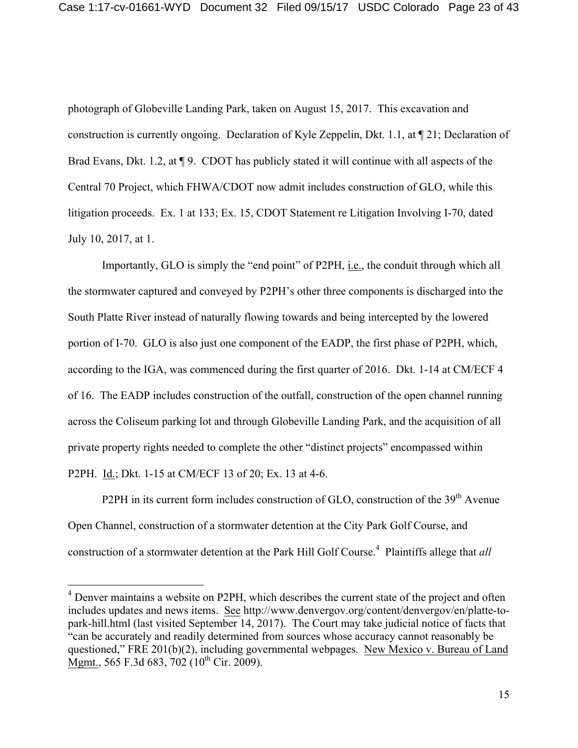photograph of Globeville Landing Park, taken on August 15, 2017. This excavation and construction is currently ongoing. Declaration of Kyle Zeppelin, Dkt. 1.1, at ¶ 21; Declaration of Brad Evans, Dkt. 1.2, at ¶ 9. CDOT has publicly stated it will continue with all aspects of the Central 70 Project, which FHWA/CDOT now admit includes construction of GLO, while this litigation proceeds. Ex. 1 at 133; Ex. 15, CDOT Statement re Litigation Involving I-70, dated July 10, 2017, at 1.

Importantly, GLO is simply the "end point" of P2PH, i.e., the conduit through which all the stormwater captured and conveyed by P2PH's other three components is discharged into the South Platte River instead of naturally flowing towards and being intercepted by the lowered portion of I-70. GLO is also just one component of the EADP, the first phase of P2PH, which, according to the IGA, was commenced during the first quarter of 2016. Dkt. 1-14 at CM/ECF 4 of 16. The EADP includes construction of the outfall, construction of the open channel running across the Coliseum parking lot and through Globeville Landing Park, and the acquisition of all private property rights needed to complete the other "distinct projects" encompassed within P2PH. Id.; Dkt. 1-15 at CM/ECF 13 of 20; Ex. 13 at 4-6.

P2PH in its current form includes construction of GLO, construction of the 39th Avenue Open Channel, construction of a stormwater detention at the City Park Golf Course, and construction of a stormwater detention at the Park Hill Golf Course.[4] Plaintiffs allege that *all*

---

[4] Denver maintains a website on P2PH, which describes the current state of the project and often includes updates and news items. See http://www.denvergov.org/content/denvergov/en/platte-to-park-hill.html (last visited September 14, 2017). The Court may take judicial notice of facts that "can be accurately and readily determined from sources whose accuracy cannot reasonably be questioned," FRE 201(b)(2), including governmental webpages. New Mexico v. Bureau of Land Mgmt., 565 F.3d 683, 702 (10th Cir. 2009).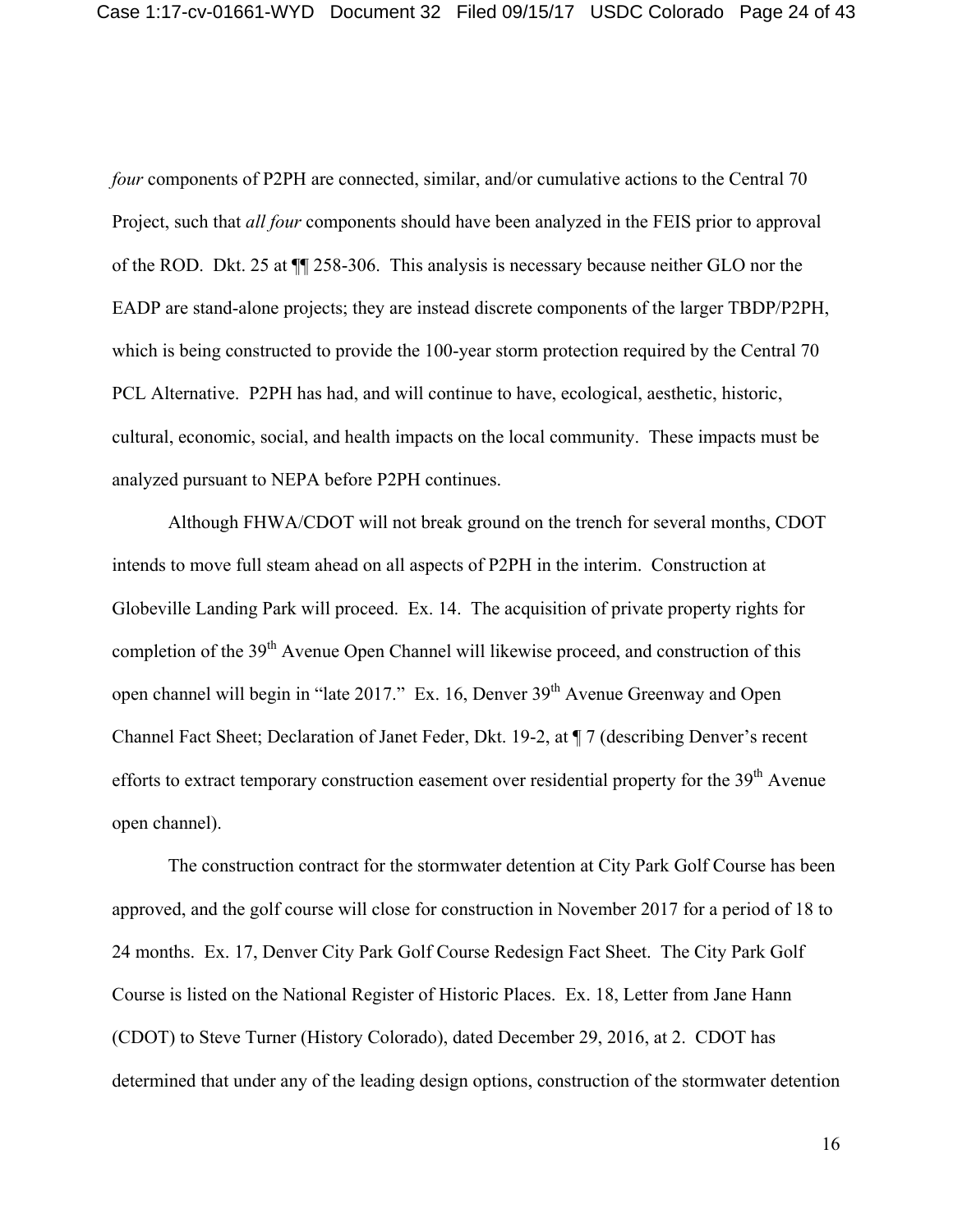*four* components of P2PH are connected, similar, and/or cumulative actions to the Central 70 Project, such that *all four* components should have been analyzed in the FEIS prior to approval of the ROD. Dkt. 25 at ¶¶ 258-306. This analysis is necessary because neither GLO nor the EADP are stand-alone projects; they are instead discrete components of the larger TBDP/P2PH, which is being constructed to provide the 100-year storm protection required by the Central 70 PCL Alternative. P2PH has had, and will continue to have, ecological, aesthetic, historic, cultural, economic, social, and health impacts on the local community. These impacts must be analyzed pursuant to NEPA before P2PH continues.

Although FHWA/CDOT will not break ground on the trench for several months, CDOT intends to move full steam ahead on all aspects of P2PH in the interim. Construction at Globeville Landing Park will proceed. Ex. 14. The acquisition of private property rights for completion of the 39th Avenue Open Channel will likewise proceed, and construction of this open channel will begin in "late 2017." Ex. 16, Denver 39th Avenue Greenway and Open Channel Fact Sheet; Declaration of Janet Feder, Dkt. 19-2, at ¶ 7 (describing Denver's recent efforts to extract temporary construction easement over residential property for the 39th Avenue open channel).

The construction contract for the stormwater detention at City Park Golf Course has been approved, and the golf course will close for construction in November 2017 for a period of 18 to 24 months. Ex. 17, Denver City Park Golf Course Redesign Fact Sheet. The City Park Golf Course is listed on the National Register of Historic Places. Ex. 18, Letter from Jane Hann (CDOT) to Steve Turner (History Colorado), dated December 29, 2016, at 2. CDOT has determined that under any of the leading design options, construction of the stormwater detention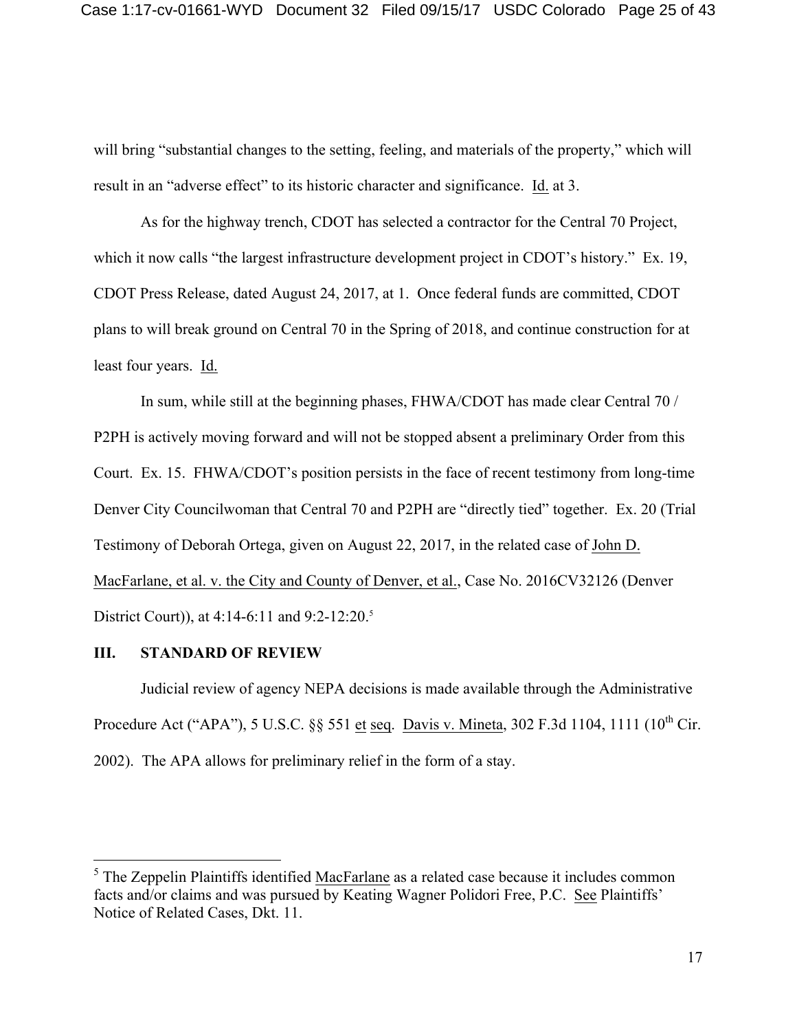will bring "substantial changes to the setting, feeling, and materials of the property," which will result in an "adverse effect" to its historic character and significance. Id. at 3.

As for the highway trench, CDOT has selected a contractor for the Central 70 Project, which it now calls "the largest infrastructure development project in CDOT's history." Ex. 19, CDOT Press Release, dated August 24, 2017, at 1. Once federal funds are committed, CDOT plans to will break ground on Central 70 in the Spring of 2018, and continue construction for at least four years. Id.

In sum, while still at the beginning phases, FHWA/CDOT has made clear Central 70 / P2PH is actively moving forward and will not be stopped absent a preliminary Order from this Court. Ex. 15. FHWA/CDOT's position persists in the face of recent testimony from long-time Denver City Councilwoman that Central 70 and P2PH are "directly tied" together. Ex. 20 (Trial Testimony of Deborah Ortega, given on August 22, 2017, in the related case of John D. MacFarlane, et al. v. the City and County of Denver, et al., Case No. 2016CV32126 (Denver District Court)), at 4:14-6:11 and 9:2-12:20.[5]

## III. STANDARD OF REVIEW

Judicial review of agency NEPA decisions is made available through the Administrative Procedure Act ("APA"), 5 U.S.C. §§ 551 et seq. Davis v. Mineta, 302 F.3d 1104, 1111 (10th Cir. 2002). The APA allows for preliminary relief in the form of a stay.

---

[5] The Zeppelin Plaintiffs identified MacFarlane as a related case because it includes common facts and/or claims and was pursued by Keating Wagner Polidori Free, P.C. See Plaintiffs' Notice of Related Cases, Dkt. 11.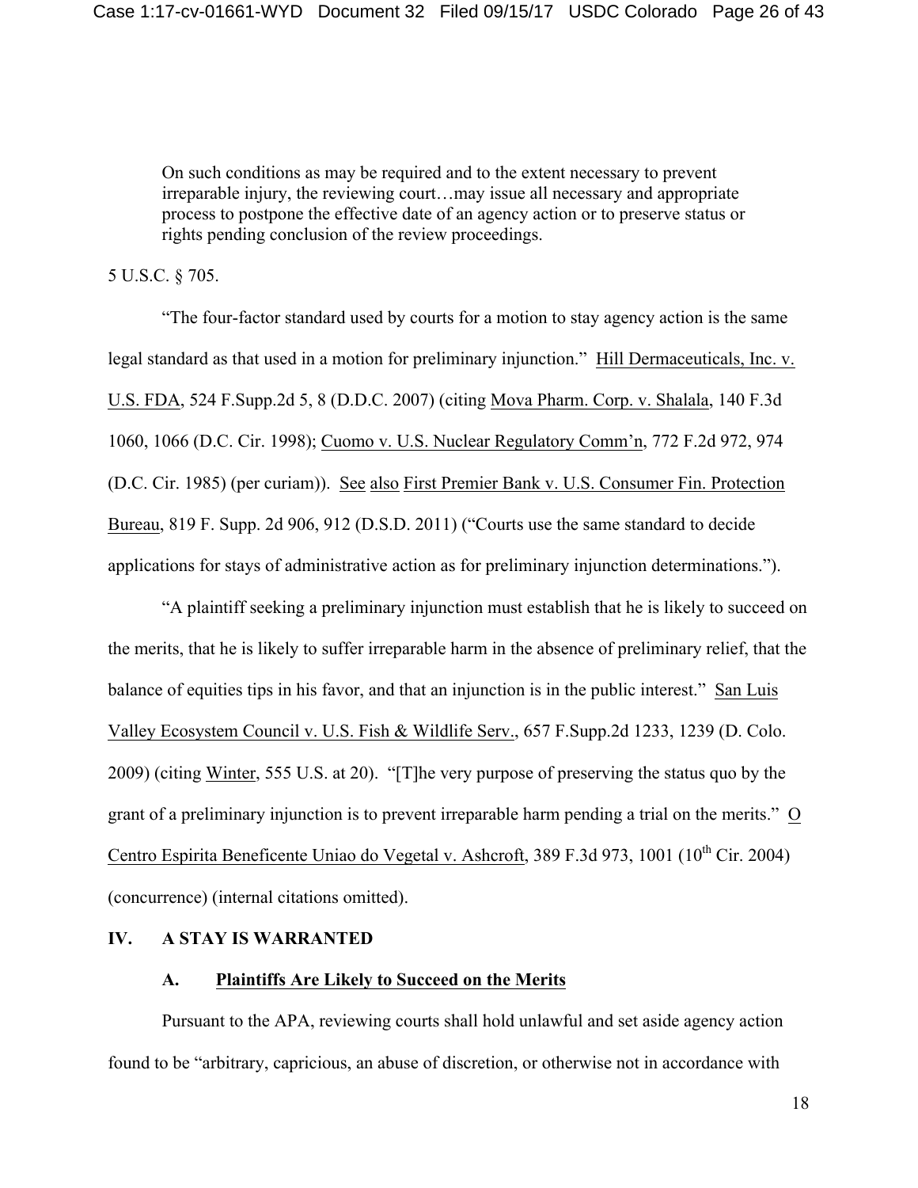> On such conditions as may be required and to the extent necessary to prevent irreparable injury, the reviewing court…may issue all necessary and appropriate process to postpone the effective date of an agency action or to preserve status or rights pending conclusion of the review proceedings.

5 U.S.C. § 705.

"The four-factor standard used by courts for a motion to stay agency action is the same legal standard as that used in a motion for preliminary injunction." Hill Dermaceuticals, Inc. v. U.S. FDA, 524 F.Supp.2d 5, 8 (D.D.C. 2007) (citing Mova Pharm. Corp. v. Shalala, 140 F.3d 1060, 1066 (D.C. Cir. 1998); Cuomo v. U.S. Nuclear Regulatory Comm'n, 772 F.2d 972, 974 (D.C. Cir. 1985) (per curiam)). See also First Premier Bank v. U.S. Consumer Fin. Protection Bureau, 819 F. Supp. 2d 906, 912 (D.S.D. 2011) ("Courts use the same standard to decide applications for stays of administrative action as for preliminary injunction determinations.").

"A plaintiff seeking a preliminary injunction must establish that he is likely to succeed on the merits, that he is likely to suffer irreparable harm in the absence of preliminary relief, that the balance of equities tips in his favor, and that an injunction is in the public interest." San Luis Valley Ecosystem Council v. U.S. Fish & Wildlife Serv., 657 F.Supp.2d 1233, 1239 (D. Colo. 2009) (citing Winter, 555 U.S. at 20). "[T]he very purpose of preserving the status quo by the grant of a preliminary injunction is to prevent irreparable harm pending a trial on the merits." O Centro Espirita Beneficente Uniao do Vegetal v. Ashcroft, 389 F.3d 973, 1001 (10th Cir. 2004) (concurrence) (internal citations omitted).

## IV. A STAY IS WARRANTED

### A. Plaintiffs Are Likely to Succeed on the Merits

Pursuant to the APA, reviewing courts shall hold unlawful and set aside agency action found to be "arbitrary, capricious, an abuse of discretion, or otherwise not in accordance with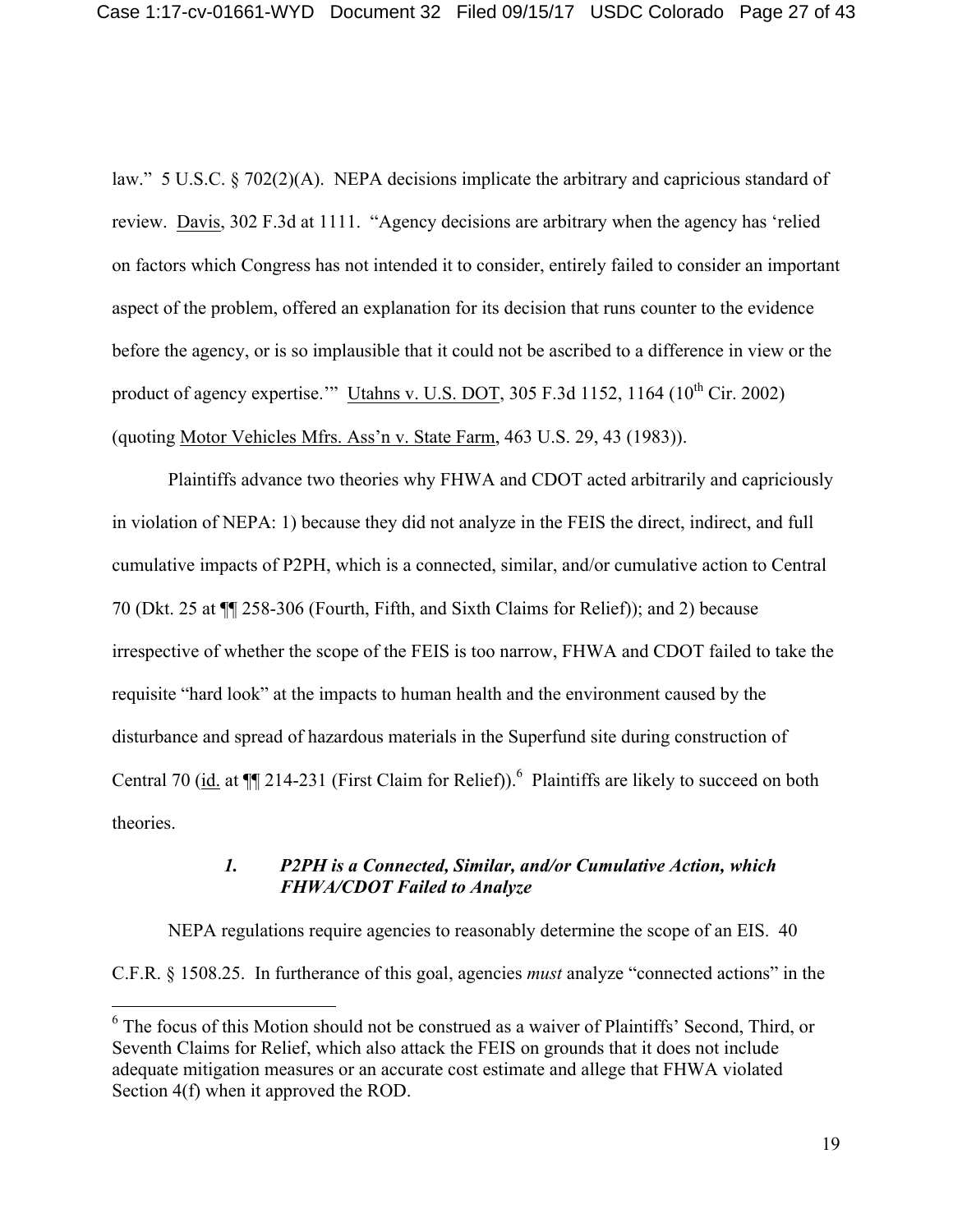law." 5 U.S.C. § 702(2)(A). NEPA decisions implicate the arbitrary and capricious standard of review. Davis, 302 F.3d at 1111. "Agency decisions are arbitrary when the agency has 'relied on factors which Congress has not intended it to consider, entirely failed to consider an important aspect of the problem, offered an explanation for its decision that runs counter to the evidence before the agency, or is so implausible that it could not be ascribed to a difference in view or the product of agency expertise.'" Utahns v. U.S. DOT, 305 F.3d 1152, 1164 (10th Cir. 2002) (quoting Motor Vehicles Mfrs. Ass'n v. State Farm, 463 U.S. 29, 43 (1983)).

Plaintiffs advance two theories why FHWA and CDOT acted arbitrarily and capriciously in violation of NEPA: 1) because they did not analyze in the FEIS the direct, indirect, and full cumulative impacts of P2PH, which is a connected, similar, and/or cumulative action to Central 70 (Dkt. 25 at ¶¶ 258-306 (Fourth, Fifth, and Sixth Claims for Relief)); and 2) because irrespective of whether the scope of the FEIS is too narrow, FHWA and CDOT failed to take the requisite "hard look" at the impacts to human health and the environment caused by the disturbance and spread of hazardous materials in the Superfund site during construction of Central 70 (id. at ¶¶ 214-231 (First Claim for Relief)).[6] Plaintiffs are likely to succeed on both theories.

### *1. P2PH is a Connected, Similar, and/or Cumulative Action, which FHWA/CDOT Failed to Analyze*

NEPA regulations require agencies to reasonably determine the scope of an EIS. 40 C.F.R. § 1508.25. In furtherance of this goal, agencies *must* analyze "connected actions" in the

[6] The focus of this Motion should not be construed as a waiver of Plaintiffs' Second, Third, or Seventh Claims for Relief, which also attack the FEIS on grounds that it does not include adequate mitigation measures or an accurate cost estimate and allege that FHWA violated Section 4(f) when it approved the ROD.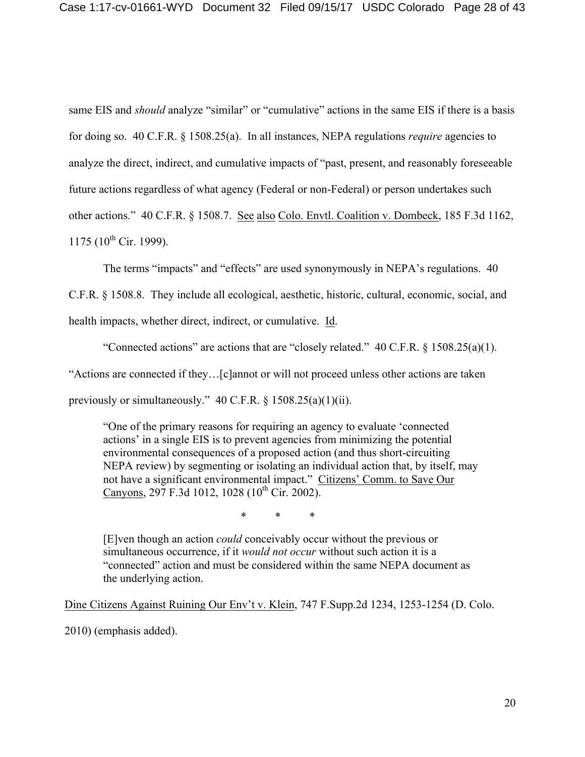same EIS and *should* analyze "similar" or "cumulative" actions in the same EIS if there is a basis for doing so. 40 C.F.R. § 1508.25(a). In all instances, NEPA regulations *require* agencies to analyze the direct, indirect, and cumulative impacts of "past, present, and reasonably foreseeable future actions regardless of what agency (Federal or non-Federal) or person undertakes such other actions." 40 C.F.R. § 1508.7. See also Colo. Envtl. Coalition v. Dombeck, 185 F.3d 1162, 1175 (10th Cir. 1999).

The terms "impacts" and "effects" are used synonymously in NEPA's regulations. 40 C.F.R. § 1508.8. They include all ecological, aesthetic, historic, cultural, economic, social, and health impacts, whether direct, indirect, or cumulative. Id.

"Connected actions" are actions that are "closely related." 40 C.F.R. § 1508.25(a)(1). "Actions are connected if they…[c]annot or will not proceed unless other actions are taken previously or simultaneously." 40 C.F.R. § 1508.25(a)(1)(ii).

> "One of the primary reasons for requiring an agency to evaluate 'connected actions' in a single EIS is to prevent agencies from minimizing the potential environmental consequences of a proposed action (and thus short-circuiting NEPA review) by segmenting or isolating an individual action that, by itself, may not have a significant environmental impact." Citizens' Comm. to Save Our Canyons, 297 F.3d 1012, 1028 (10th Cir. 2002).
>
> \* \* \*
>
> [E]ven though an action *could* conceivably occur without the previous or simultaneous occurrence, if it *would not occur* without such action it is a "connected" action and must be considered within the same NEPA document as the underlying action.

Dine Citizens Against Ruining Our Env't v. Klein, 747 F.Supp.2d 1234, 1253-1254 (D. Colo. 2010) (emphasis added).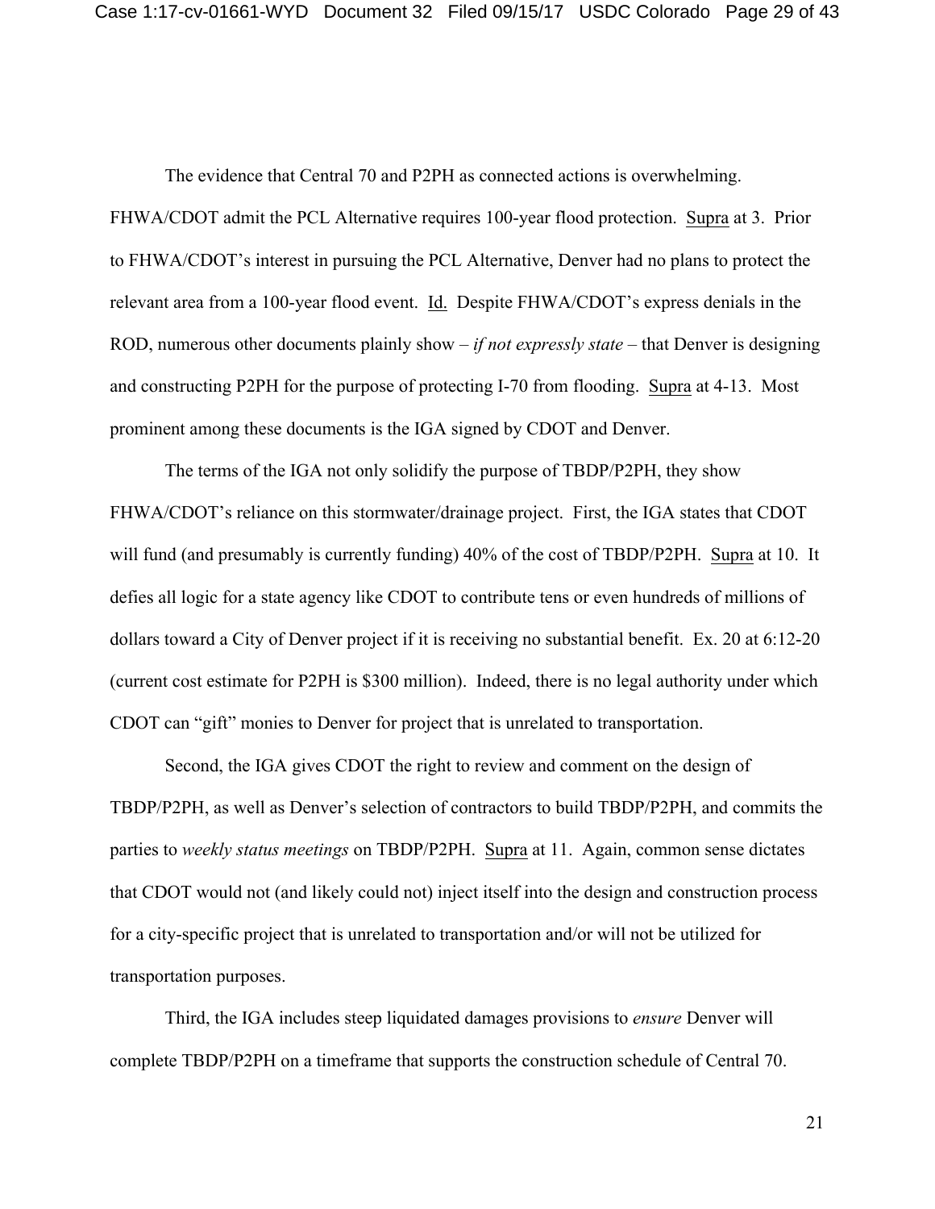The evidence that Central 70 and P2PH as connected actions is overwhelming. FHWA/CDOT admit the PCL Alternative requires 100-year flood protection. Supra at 3. Prior to FHWA/CDOT's interest in pursuing the PCL Alternative, Denver had no plans to protect the relevant area from a 100-year flood event. Id. Despite FHWA/CDOT's express denials in the ROD, numerous other documents plainly show – *if not expressly state* – that Denver is designing and constructing P2PH for the purpose of protecting I-70 from flooding. Supra at 4-13. Most prominent among these documents is the IGA signed by CDOT and Denver.

The terms of the IGA not only solidify the purpose of TBDP/P2PH, they show FHWA/CDOT's reliance on this stormwater/drainage project. First, the IGA states that CDOT will fund (and presumably is currently funding) 40% of the cost of TBDP/P2PH. Supra at 10. It defies all logic for a state agency like CDOT to contribute tens or even hundreds of millions of dollars toward a City of Denver project if it is receiving no substantial benefit. Ex. 20 at 6:12-20 (current cost estimate for P2PH is $300 million). Indeed, there is no legal authority under which CDOT can "gift" monies to Denver for project that is unrelated to transportation.

Second, the IGA gives CDOT the right to review and comment on the design of TBDP/P2PH, as well as Denver's selection of contractors to build TBDP/P2PH, and commits the parties to *weekly status meetings* on TBDP/P2PH. Supra at 11. Again, common sense dictates that CDOT would not (and likely could not) inject itself into the design and construction process for a city-specific project that is unrelated to transportation and/or will not be utilized for transportation purposes.

Third, the IGA includes steep liquidated damages provisions to *ensure* Denver will complete TBDP/P2PH on a timeframe that supports the construction schedule of Central 70.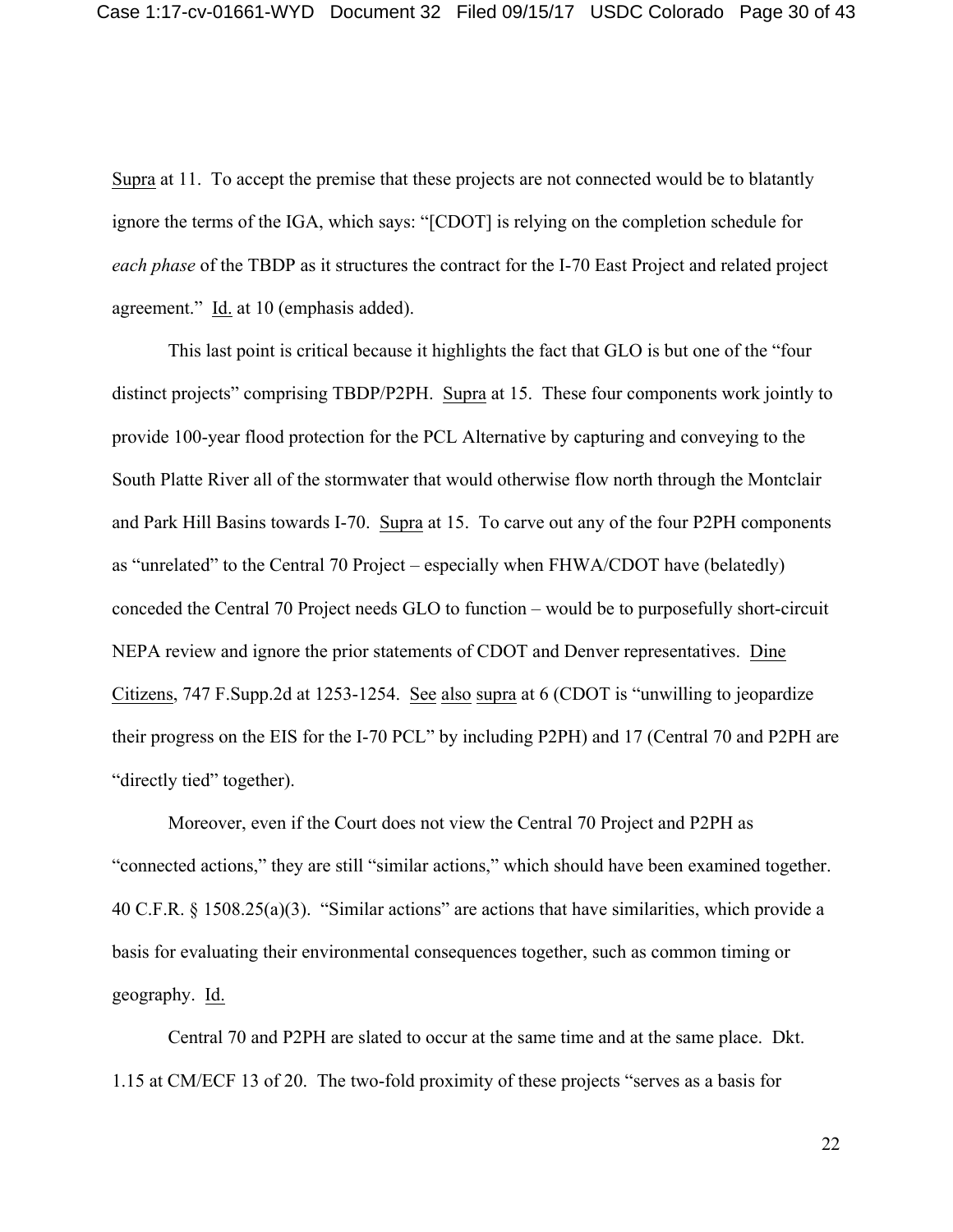Supra at 11. To accept the premise that these projects are not connected would be to blatantly ignore the terms of the IGA, which says: "[CDOT] is relying on the completion schedule for *each phase* of the TBDP as it structures the contract for the I-70 East Project and related project agreement." Id. at 10 (emphasis added).

This last point is critical because it highlights the fact that GLO is but one of the "four distinct projects" comprising TBDP/P2PH. Supra at 15. These four components work jointly to provide 100-year flood protection for the PCL Alternative by capturing and conveying to the South Platte River all of the stormwater that would otherwise flow north through the Montclair and Park Hill Basins towards I-70. Supra at 15. To carve out any of the four P2PH components as "unrelated" to the Central 70 Project – especially when FHWA/CDOT have (belatedly) conceded the Central 70 Project needs GLO to function – would be to purposefully short-circuit NEPA review and ignore the prior statements of CDOT and Denver representatives. Dine Citizens, 747 F.Supp.2d at 1253-1254. See also supra at 6 (CDOT is "unwilling to jeopardize their progress on the EIS for the I-70 PCL" by including P2PH) and 17 (Central 70 and P2PH are "directly tied" together).

Moreover, even if the Court does not view the Central 70 Project and P2PH as "connected actions," they are still "similar actions," which should have been examined together. 40 C.F.R. § 1508.25(a)(3). "Similar actions" are actions that have similarities, which provide a basis for evaluating their environmental consequences together, such as common timing or geography. Id.

Central 70 and P2PH are slated to occur at the same time and at the same place. Dkt. 1.15 at CM/ECF 13 of 20. The two-fold proximity of these projects "serves as a basis for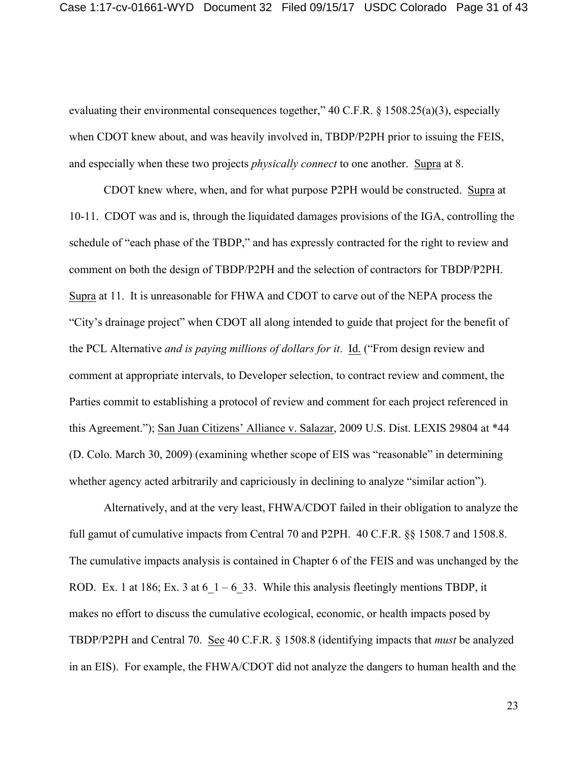evaluating their environmental consequences together," 40 C.F.R. § 1508.25(a)(3), especially when CDOT knew about, and was heavily involved in, TBDP/P2PH prior to issuing the FEIS, and especially when these two projects *physically connect* to one another. Supra at 8.

CDOT knew where, when, and for what purpose P2PH would be constructed. Supra at 10-11. CDOT was and is, through the liquidated damages provisions of the IGA, controlling the schedule of "each phase of the TBDP," and has expressly contracted for the right to review and comment on both the design of TBDP/P2PH and the selection of contractors for TBDP/P2PH. Supra at 11. It is unreasonable for FHWA and CDOT to carve out of the NEPA process the "City's drainage project" when CDOT all along intended to guide that project for the benefit of the PCL Alternative *and is paying millions of dollars for it*. Id. ("From design review and comment at appropriate intervals, to Developer selection, to contract review and comment, the Parties commit to establishing a protocol of review and comment for each project referenced in this Agreement."); San Juan Citizens' Alliance v. Salazar, 2009 U.S. Dist. LEXIS 29804 at *44 (D. Colo. March 30, 2009) (examining whether scope of EIS was "reasonable" in determining whether agency acted arbitrarily and capriciously in declining to analyze "similar action").

Alternatively, and at the very least, FHWA/CDOT failed in their obligation to analyze the full gamut of cumulative impacts from Central 70 and P2PH. 40 C.F.R. §§ 1508.7 and 1508.8. The cumulative impacts analysis is contained in Chapter 6 of the FEIS and was unchanged by the ROD. Ex. 1 at 186; Ex. 3 at 6_1 – 6_33. While this analysis fleetingly mentions TBDP, it makes no effort to discuss the cumulative ecological, economic, or health impacts posed by TBDP/P2PH and Central 70. See 40 C.F.R. § 1508.8 (identifying impacts that *must* be analyzed in an EIS). For example, the FHWA/CDOT did not analyze the dangers to human health and the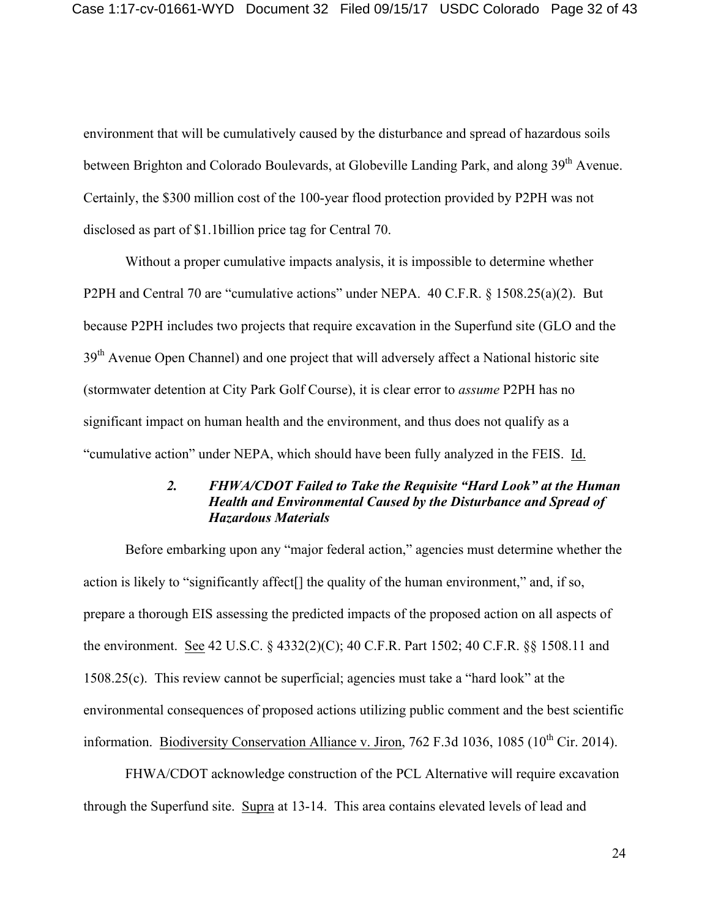environment that will be cumulatively caused by the disturbance and spread of hazardous soils between Brighton and Colorado Boulevards, at Globeville Landing Park, and along 39th Avenue. Certainly, the \$300 million cost of the 100-year flood protection provided by P2PH was not disclosed as part of \$1.1billion price tag for Central 70.

Without a proper cumulative impacts analysis, it is impossible to determine whether P2PH and Central 70 are "cumulative actions" under NEPA. 40 C.F.R. § 1508.25(a)(2). But because P2PH includes two projects that require excavation in the Superfund site (GLO and the 39th Avenue Open Channel) and one project that will adversely affect a National historic site (stormwater detention at City Park Golf Course), it is clear error to *assume* P2PH has no significant impact on human health and the environment, and thus does not qualify as a "cumulative action" under NEPA, which should have been fully analyzed in the FEIS. Id.

### *2. FHWA/CDOT Failed to Take the Requisite "Hard Look" at the Human Health and Environmental Caused by the Disturbance and Spread of Hazardous Materials*

Before embarking upon any "major federal action," agencies must determine whether the action is likely to "significantly affect[] the quality of the human environment," and, if so, prepare a thorough EIS assessing the predicted impacts of the proposed action on all aspects of the environment. See 42 U.S.C. § 4332(2)(C); 40 C.F.R. Part 1502; 40 C.F.R. §§ 1508.11 and 1508.25(c). This review cannot be superficial; agencies must take a "hard look" at the environmental consequences of proposed actions utilizing public comment and the best scientific information. Biodiversity Conservation Alliance v. Jiron, 762 F.3d 1036, 1085 (10th Cir. 2014).

FHWA/CDOT acknowledge construction of the PCL Alternative will require excavation through the Superfund site. Supra at 13-14. This area contains elevated levels of lead and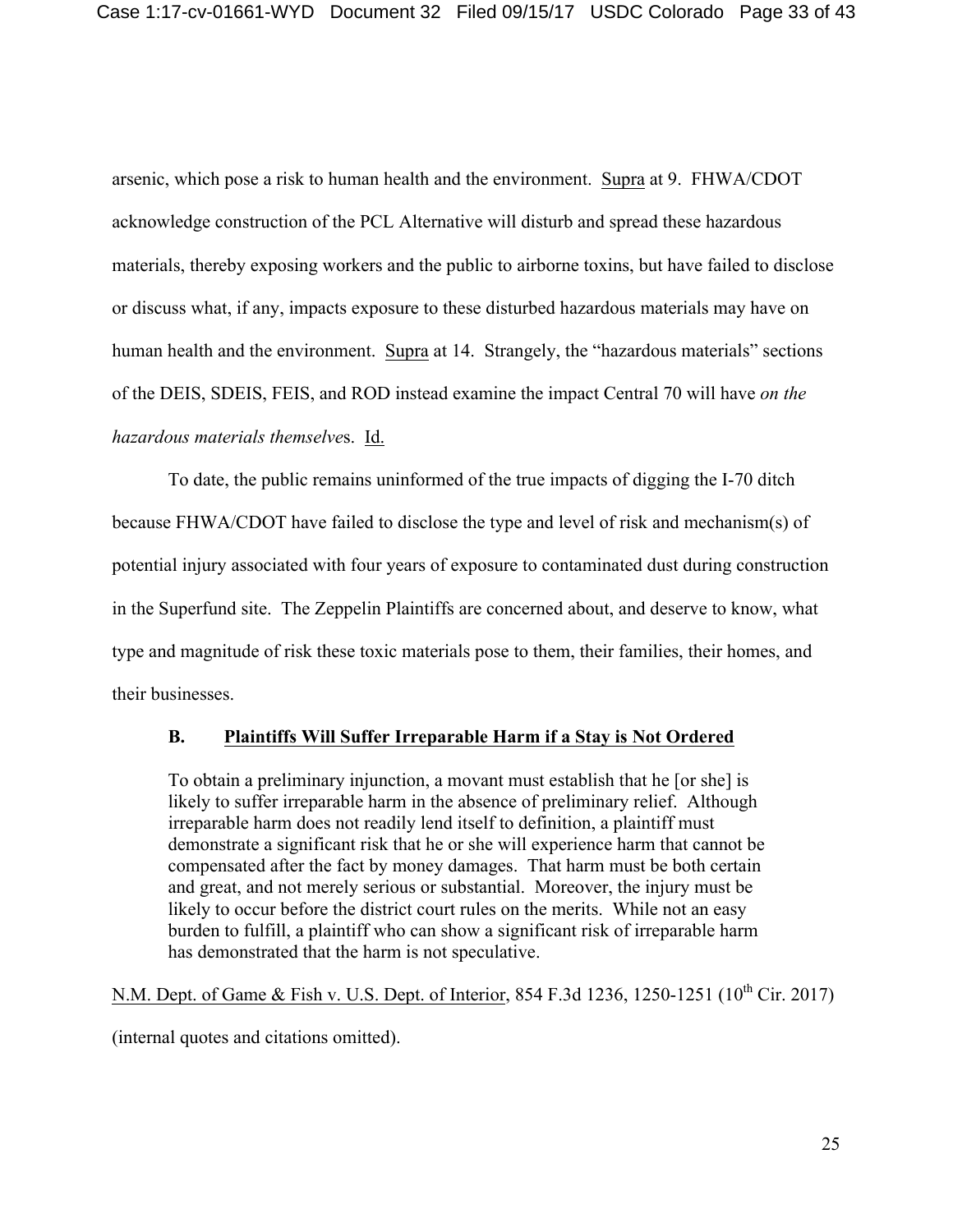arsenic, which pose a risk to human health and the environment. Supra at 9. FHWA/CDOT acknowledge construction of the PCL Alternative will disturb and spread these hazardous materials, thereby exposing workers and the public to airborne toxins, but have failed to disclose or discuss what, if any, impacts exposure to these disturbed hazardous materials may have on human health and the environment. Supra at 14. Strangely, the "hazardous materials" sections of the DEIS, SDEIS, FEIS, and ROD instead examine the impact Central 70 will have *on the hazardous materials themselves*. Id.

To date, the public remains uninformed of the true impacts of digging the I-70 ditch because FHWA/CDOT have failed to disclose the type and level of risk and mechanism(s) of potential injury associated with four years of exposure to contaminated dust during construction in the Superfund site. The Zeppelin Plaintiffs are concerned about, and deserve to know, what type and magnitude of risk these toxic materials pose to them, their families, their homes, and their businesses.

### B. Plaintiffs Will Suffer Irreparable Harm if a Stay is Not Ordered

> To obtain a preliminary injunction, a movant must establish that he [or she] is likely to suffer irreparable harm in the absence of preliminary relief. Although irreparable harm does not readily lend itself to definition, a plaintiff must demonstrate a significant risk that he or she will experience harm that cannot be compensated after the fact by money damages. That harm must be both certain and great, and not merely serious or substantial. Moreover, the injury must be likely to occur before the district court rules on the merits. While not an easy burden to fulfill, a plaintiff who can show a significant risk of irreparable harm has demonstrated that the harm is not speculative.

N.M. Dept. of Game & Fish v. U.S. Dept. of Interior, 854 F.3d 1236, 1250-1251 (10th Cir. 2017) (internal quotes and citations omitted).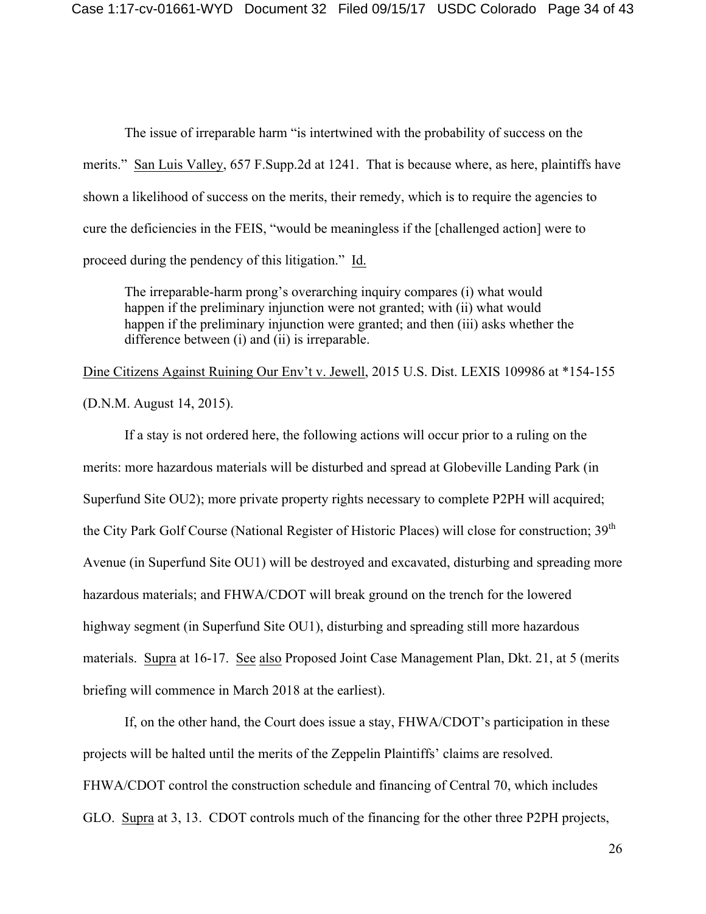The issue of irreparable harm "is intertwined with the probability of success on the merits." San Luis Valley, 657 F.Supp.2d at 1241. That is because where, as here, plaintiffs have shown a likelihood of success on the merits, their remedy, which is to require the agencies to cure the deficiencies in the FEIS, "would be meaningless if the [challenged action] were to proceed during the pendency of this litigation." Id.

> The irreparable-harm prong's overarching inquiry compares (i) what would happen if the preliminary injunction were not granted; with (ii) what would happen if the preliminary injunction were granted; and then (iii) asks whether the difference between (i) and (ii) is irreparable.

Dine Citizens Against Ruining Our Env't v. Jewell, 2015 U.S. Dist. LEXIS 109986 at *154-155 (D.N.M. August 14, 2015).

If a stay is not ordered here, the following actions will occur prior to a ruling on the merits: more hazardous materials will be disturbed and spread at Globeville Landing Park (in Superfund Site OU2); more private property rights necessary to complete P2PH will acquired; the City Park Golf Course (National Register of Historic Places) will close for construction; 39th Avenue (in Superfund Site OU1) will be destroyed and excavated, disturbing and spreading more hazardous materials; and FHWA/CDOT will break ground on the trench for the lowered highway segment (in Superfund Site OU1), disturbing and spreading still more hazardous materials. Supra at 16-17. See also Proposed Joint Case Management Plan, Dkt. 21, at 5 (merits briefing will commence in March 2018 at the earliest).

If, on the other hand, the Court does issue a stay, FHWA/CDOT's participation in these projects will be halted until the merits of the Zeppelin Plaintiffs' claims are resolved. FHWA/CDOT control the construction schedule and financing of Central 70, which includes GLO. Supra at 3, 13. CDOT controls much of the financing for the other three P2PH projects,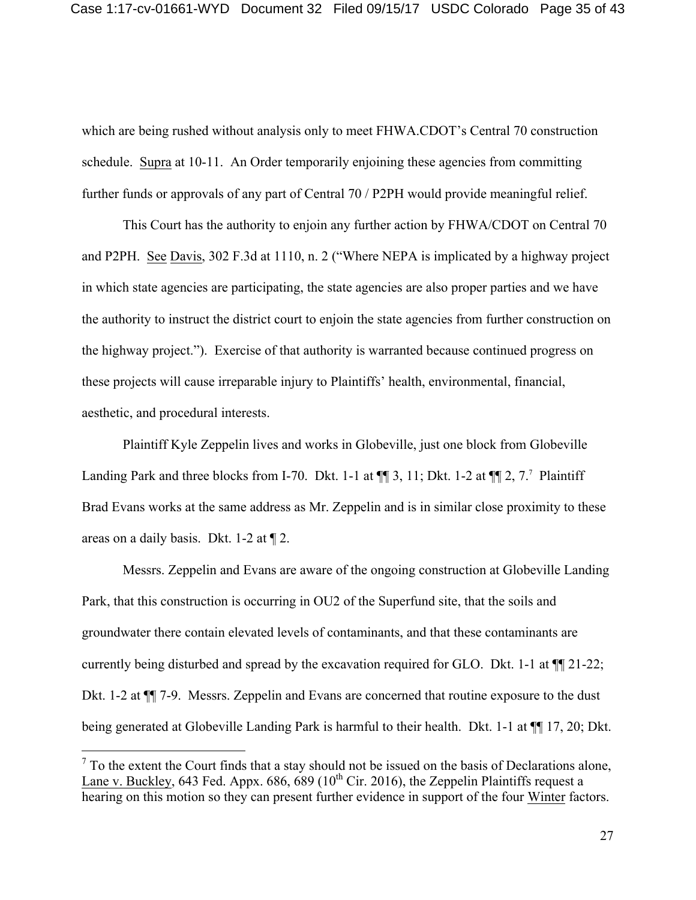which are being rushed without analysis only to meet FHWA.CDOT's Central 70 construction schedule. Supra at 10-11. An Order temporarily enjoining these agencies from committing further funds or approvals of any part of Central 70 / P2PH would provide meaningful relief.

This Court has the authority to enjoin any further action by FHWA/CDOT on Central 70 and P2PH. See Davis, 302 F.3d at 1110, n. 2 ("Where NEPA is implicated by a highway project in which state agencies are participating, the state agencies are also proper parties and we have the authority to instruct the district court to enjoin the state agencies from further construction on the highway project."). Exercise of that authority is warranted because continued progress on these projects will cause irreparable injury to Plaintiffs' health, environmental, financial, aesthetic, and procedural interests.

Plaintiff Kyle Zeppelin lives and works in Globeville, just one block from Globeville Landing Park and three blocks from I-70. Dkt. 1-1 at ¶¶ 3, 11; Dkt. 1-2 at ¶¶ 2, 7.[7] Plaintiff Brad Evans works at the same address as Mr. Zeppelin and is in similar close proximity to these areas on a daily basis. Dkt. 1-2 at ¶ 2.

Messrs. Zeppelin and Evans are aware of the ongoing construction at Globeville Landing Park, that this construction is occurring in OU2 of the Superfund site, that the soils and groundwater there contain elevated levels of contaminants, and that these contaminants are currently being disturbed and spread by the excavation required for GLO. Dkt. 1-1 at ¶¶ 21-22; Dkt. 1-2 at ¶¶ 7-9. Messrs. Zeppelin and Evans are concerned that routine exposure to the dust being generated at Globeville Landing Park is harmful to their health. Dkt. 1-1 at ¶¶ 17, 20; Dkt.

---

[7] To the extent the Court finds that a stay should not be issued on the basis of Declarations alone, Lane v. Buckley, 643 Fed. Appx. 686, 689 (10th Cir. 2016), the Zeppelin Plaintiffs request a hearing on this motion so they can present further evidence in support of the four Winter factors.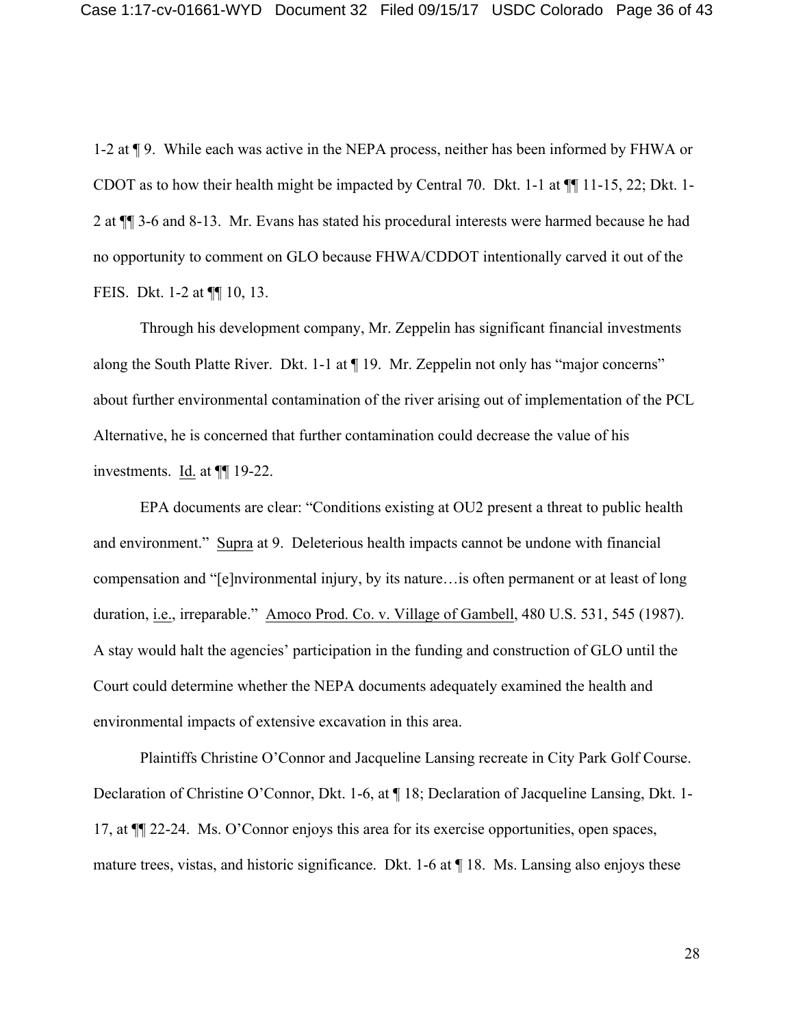1-2 at ¶ 9. While each was active in the NEPA process, neither has been informed by FHWA or CDOT as to how their health might be impacted by Central 70. Dkt. 1-1 at ¶¶ 11-15, 22; Dkt. 1-2 at ¶¶ 3-6 and 8-13. Mr. Evans has stated his procedural interests were harmed because he had no opportunity to comment on GLO because FHWA/CDDOT intentionally carved it out of the FEIS. Dkt. 1-2 at ¶¶ 10, 13.

Through his development company, Mr. Zeppelin has significant financial investments along the South Platte River. Dkt. 1-1 at ¶ 19. Mr. Zeppelin not only has "major concerns" about further environmental contamination of the river arising out of implementation of the PCL Alternative, he is concerned that further contamination could decrease the value of his investments. Id. at ¶¶ 19-22.

EPA documents are clear: "Conditions existing at OU2 present a threat to public health and environment." Supra at 9. Deleterious health impacts cannot be undone with financial compensation and "[e]nvironmental injury, by its nature…is often permanent or at least of long duration, i.e., irreparable." Amoco Prod. Co. v. Village of Gambell, 480 U.S. 531, 545 (1987). A stay would halt the agencies' participation in the funding and construction of GLO until the Court could determine whether the NEPA documents adequately examined the health and environmental impacts of extensive excavation in this area.

Plaintiffs Christine O'Connor and Jacqueline Lansing recreate in City Park Golf Course. Declaration of Christine O'Connor, Dkt. 1-6, at ¶ 18; Declaration of Jacqueline Lansing, Dkt. 1-17, at ¶¶ 22-24. Ms. O'Connor enjoys this area for its exercise opportunities, open spaces, mature trees, vistas, and historic significance. Dkt. 1-6 at ¶ 18. Ms. Lansing also enjoys these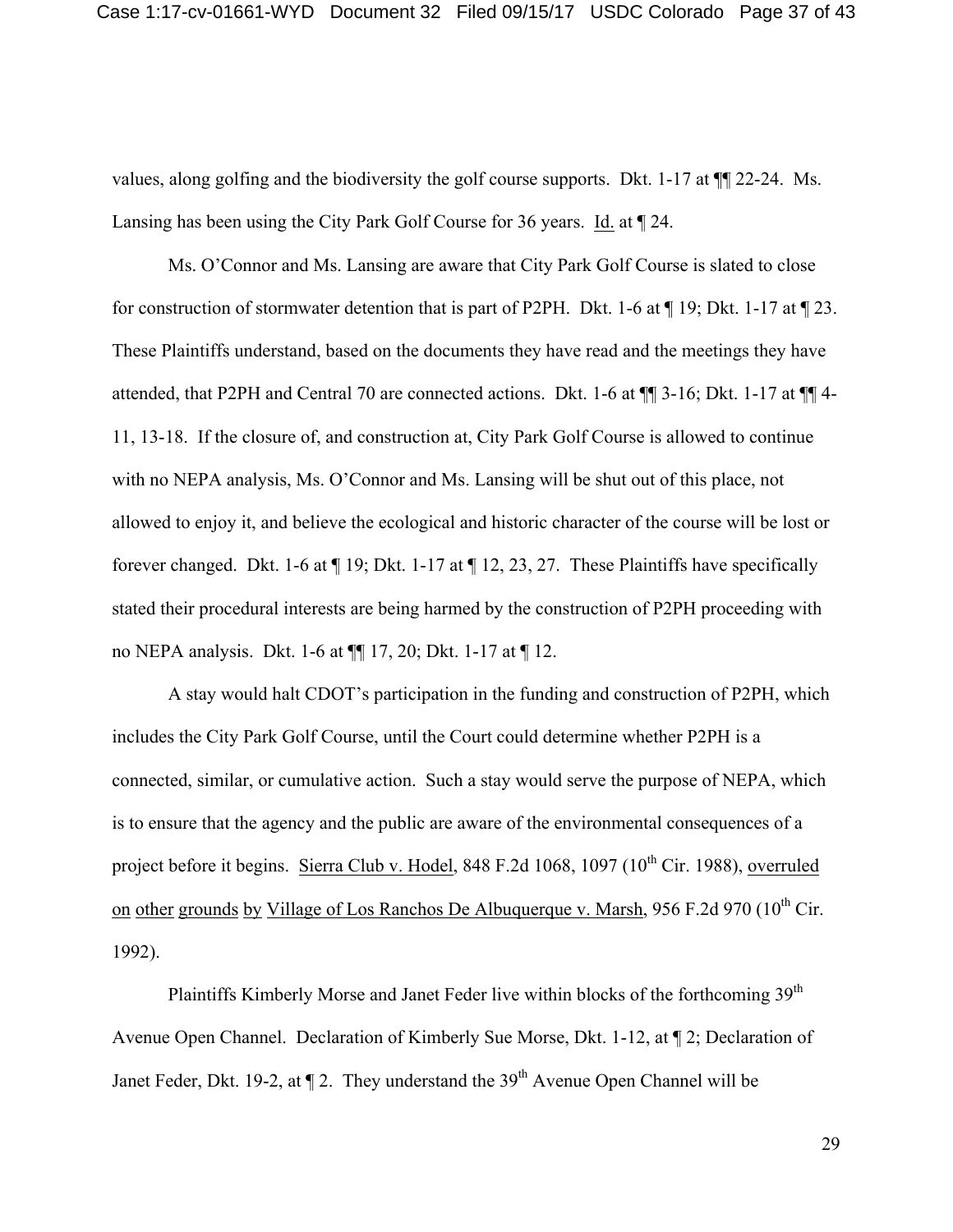values, along golfing and the biodiversity the golf course supports. Dkt. 1-17 at ¶¶ 22-24. Ms. Lansing has been using the City Park Golf Course for 36 years. Id. at ¶ 24.

Ms. O'Connor and Ms. Lansing are aware that City Park Golf Course is slated to close for construction of stormwater detention that is part of P2PH. Dkt. 1-6 at ¶ 19; Dkt. 1-17 at ¶ 23. These Plaintiffs understand, based on the documents they have read and the meetings they have attended, that P2PH and Central 70 are connected actions. Dkt. 1-6 at ¶¶ 3-16; Dkt. 1-17 at ¶¶ 4-11, 13-18. If the closure of, and construction at, City Park Golf Course is allowed to continue with no NEPA analysis, Ms. O'Connor and Ms. Lansing will be shut out of this place, not allowed to enjoy it, and believe the ecological and historic character of the course will be lost or forever changed. Dkt. 1-6 at ¶ 19; Dkt. 1-17 at ¶ 12, 23, 27. These Plaintiffs have specifically stated their procedural interests are being harmed by the construction of P2PH proceeding with no NEPA analysis. Dkt. 1-6 at ¶¶ 17, 20; Dkt. 1-17 at ¶ 12.

A stay would halt CDOT's participation in the funding and construction of P2PH, which includes the City Park Golf Course, until the Court could determine whether P2PH is a connected, similar, or cumulative action. Such a stay would serve the purpose of NEPA, which is to ensure that the agency and the public are aware of the environmental consequences of a project before it begins. Sierra Club v. Hodel, 848 F.2d 1068, 1097 (10th Cir. 1988), overruled on other grounds by Village of Los Ranchos De Albuquerque v. Marsh, 956 F.2d 970 (10th Cir. 1992).

Plaintiffs Kimberly Morse and Janet Feder live within blocks of the forthcoming 39th Avenue Open Channel. Declaration of Kimberly Sue Morse, Dkt. 1-12, at ¶ 2; Declaration of Janet Feder, Dkt. 19-2, at ¶ 2. They understand the 39th Avenue Open Channel will be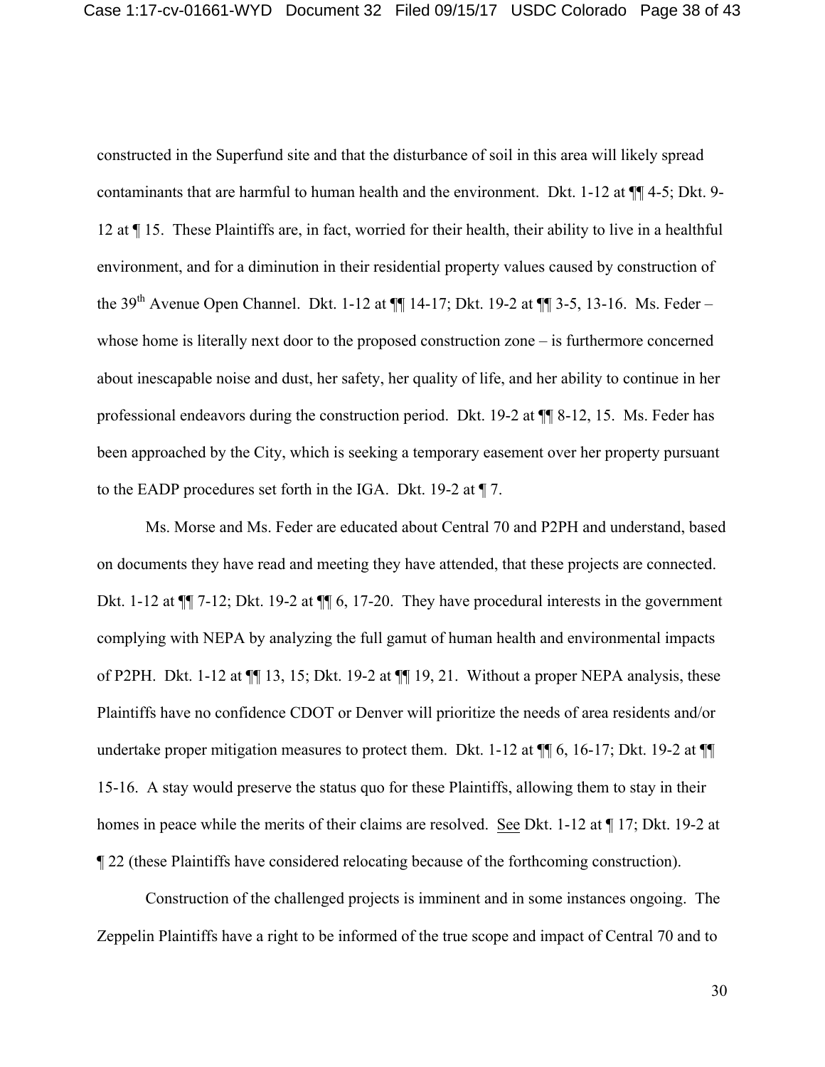constructed in the Superfund site and that the disturbance of soil in this area will likely spread contaminants that are harmful to human health and the environment. Dkt. 1-12 at ¶¶ 4-5; Dkt. 9-12 at ¶ 15. These Plaintiffs are, in fact, worried for their health, their ability to live in a healthful environment, and for a diminution in their residential property values caused by construction of the 39th Avenue Open Channel. Dkt. 1-12 at ¶¶ 14-17; Dkt. 19-2 at ¶¶ 3-5, 13-16. Ms. Feder – whose home is literally next door to the proposed construction zone – is furthermore concerned about inescapable noise and dust, her safety, her quality of life, and her ability to continue in her professional endeavors during the construction period. Dkt. 19-2 at ¶¶ 8-12, 15. Ms. Feder has been approached by the City, which is seeking a temporary easement over her property pursuant to the EADP procedures set forth in the IGA. Dkt. 19-2 at ¶ 7.

Ms. Morse and Ms. Feder are educated about Central 70 and P2PH and understand, based on documents they have read and meeting they have attended, that these projects are connected. Dkt. 1-12 at ¶¶ 7-12; Dkt. 19-2 at ¶¶ 6, 17-20. They have procedural interests in the government complying with NEPA by analyzing the full gamut of human health and environmental impacts of P2PH. Dkt. 1-12 at ¶¶ 13, 15; Dkt. 19-2 at ¶¶ 19, 21. Without a proper NEPA analysis, these Plaintiffs have no confidence CDOT or Denver will prioritize the needs of area residents and/or undertake proper mitigation measures to protect them. Dkt. 1-12 at ¶¶ 6, 16-17; Dkt. 19-2 at ¶¶ 15-16. A stay would preserve the status quo for these Plaintiffs, allowing them to stay in their homes in peace while the merits of their claims are resolved. See Dkt. 1-12 at ¶ 17; Dkt. 19-2 at ¶ 22 (these Plaintiffs have considered relocating because of the forthcoming construction).

Construction of the challenged projects is imminent and in some instances ongoing. The Zeppelin Plaintiffs have a right to be informed of the true scope and impact of Central 70 and to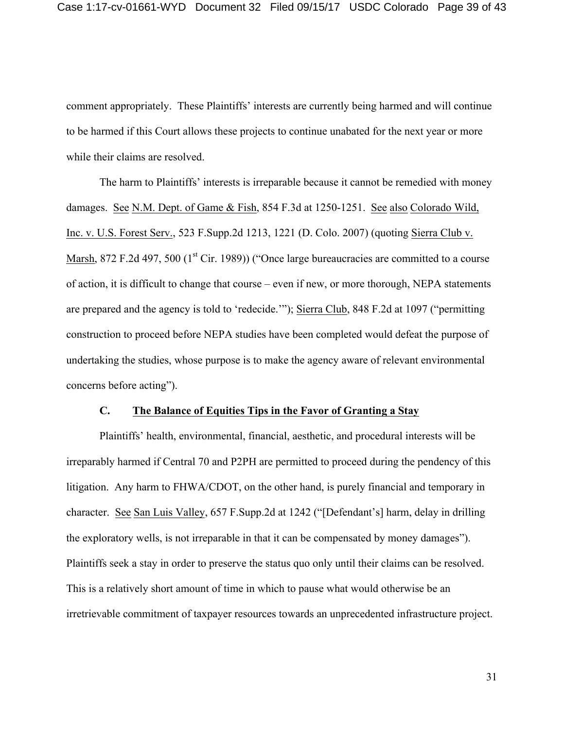comment appropriately. These Plaintiffs' interests are currently being harmed and will continue to be harmed if this Court allows these projects to continue unabated for the next year or more while their claims are resolved.

The harm to Plaintiffs' interests is irreparable because it cannot be remedied with money damages. See N.M. Dept. of Game & Fish, 854 F.3d at 1250-1251. See also Colorado Wild, Inc. v. U.S. Forest Serv., 523 F.Supp.2d 1213, 1221 (D. Colo. 2007) (quoting Sierra Club v. Marsh, 872 F.2d 497, 500 (1st Cir. 1989)) ("Once large bureaucracies are committed to a course of action, it is difficult to change that course – even if new, or more thorough, NEPA statements are prepared and the agency is told to 'redecide.'"); Sierra Club, 848 F.2d at 1097 ("permitting construction to proceed before NEPA studies have been completed would defeat the purpose of undertaking the studies, whose purpose is to make the agency aware of relevant environmental concerns before acting").

### C. The Balance of Equities Tips in the Favor of Granting a Stay

Plaintiffs' health, environmental, financial, aesthetic, and procedural interests will be irreparably harmed if Central 70 and P2PH are permitted to proceed during the pendency of this litigation. Any harm to FHWA/CDOT, on the other hand, is purely financial and temporary in character. See San Luis Valley, 657 F.Supp.2d at 1242 ("[Defendant's] harm, delay in drilling the exploratory wells, is not irreparable in that it can be compensated by money damages"). Plaintiffs seek a stay in order to preserve the status quo only until their claims can be resolved. This is a relatively short amount of time in which to pause what would otherwise be an irretrievable commitment of taxpayer resources towards an unprecedented infrastructure project.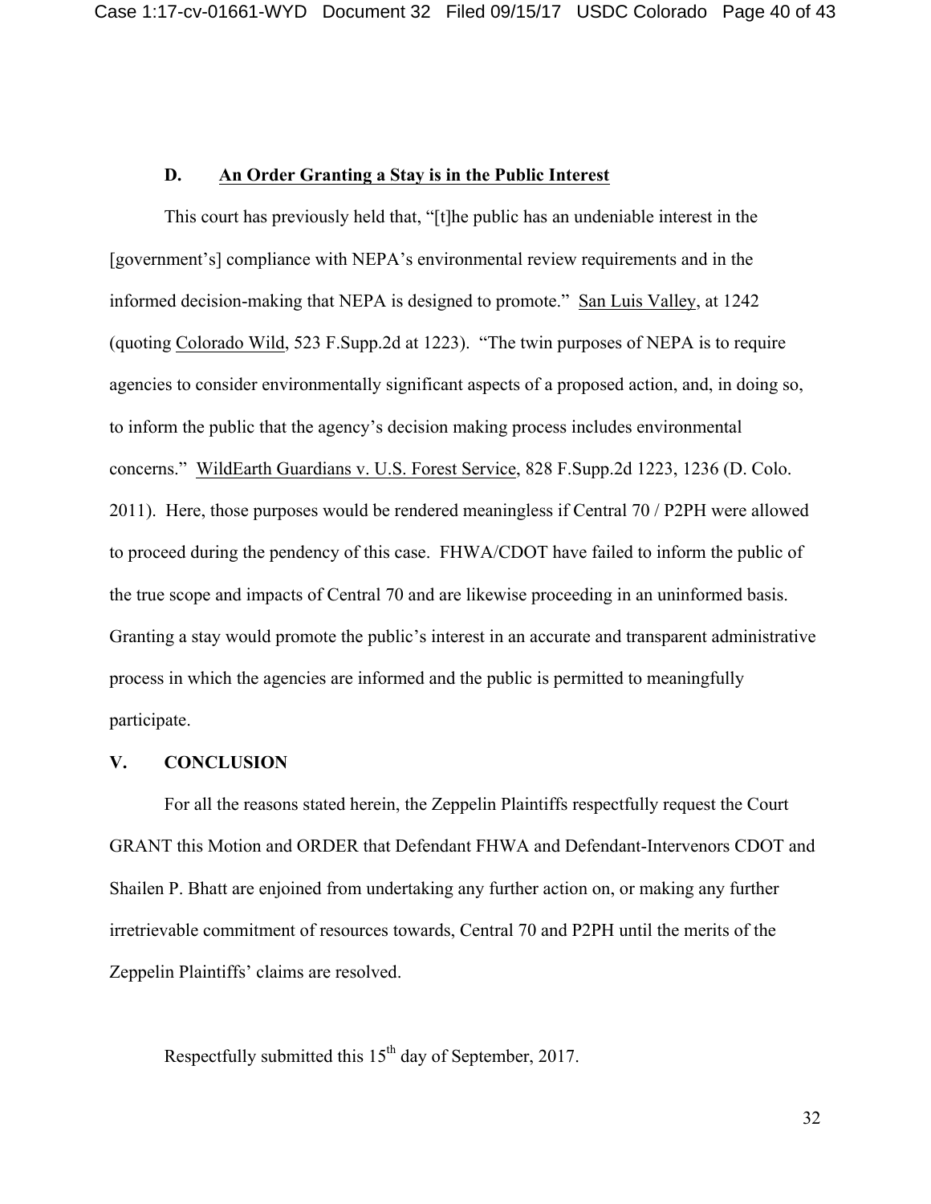### D. <u>An Order Granting a Stay is in the Public Interest</u>

This court has previously held that, "[t]he public has an undeniable interest in the [government's] compliance with NEPA's environmental review requirements and in the informed decision-making that NEPA is designed to promote." <u>San Luis Valley</u>, at 1242 (quoting <u>Colorado Wild</u>, 523 F.Supp.2d at 1223). "The twin purposes of NEPA is to require agencies to consider environmentally significant aspects of a proposed action, and, in doing so, to inform the public that the agency's decision making process includes environmental concerns." <u>WildEarth Guardians v. U.S. Forest Service</u>, 828 F.Supp.2d 1223, 1236 (D. Colo. 2011). Here, those purposes would be rendered meaningless if Central 70 / P2PH were allowed to proceed during the pendency of this case. FHWA/CDOT have failed to inform the public of the true scope and impacts of Central 70 and are likewise proceeding in an uninformed basis. Granting a stay would promote the public's interest in an accurate and transparent administrative process in which the agencies are informed and the public is permitted to meaningfully participate.

## V. CONCLUSION

For all the reasons stated herein, the Zeppelin Plaintiffs respectfully request the Court GRANT this Motion and ORDER that Defendant FHWA and Defendant-Intervenors CDOT and Shailen P. Bhatt are enjoined from undertaking any further action on, or making any further irretrievable commitment of resources towards, Central 70 and P2PH until the merits of the Zeppelin Plaintiffs' claims are resolved.

Respectfully submitted this 15th day of September, 2017.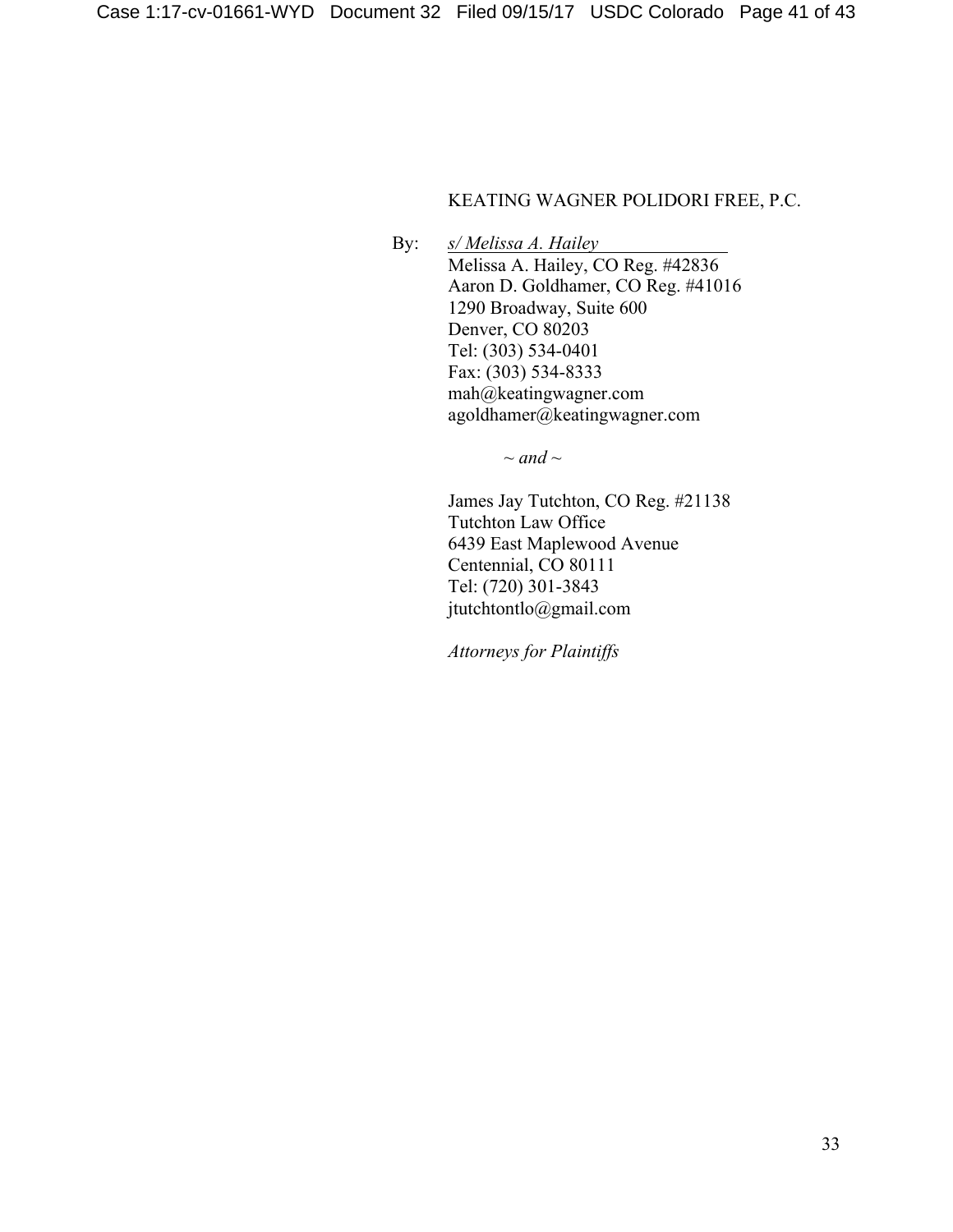KEATING WAGNER POLIDORI FREE, P.C.

By: *s/ Melissa A. Hailey*
Melissa A. Hailey, CO Reg. #42836
Aaron D. Goldhamer, CO Reg. #41016
1290 Broadway, Suite 600
Denver, CO 80203
Tel: (303) 534-0401
Fax: (303) 534-8333
mah@keatingwagner.com
agoldhamer@keatingwagner.com

*~ and ~*

James Jay Tutchton, CO Reg. #21138
Tutchton Law Office
6439 East Maplewood Avenue
Centennial, CO 80111
Tel: (720) 301-3843
jtutchtontlo@gmail.com

*Attorneys for Plaintiffs*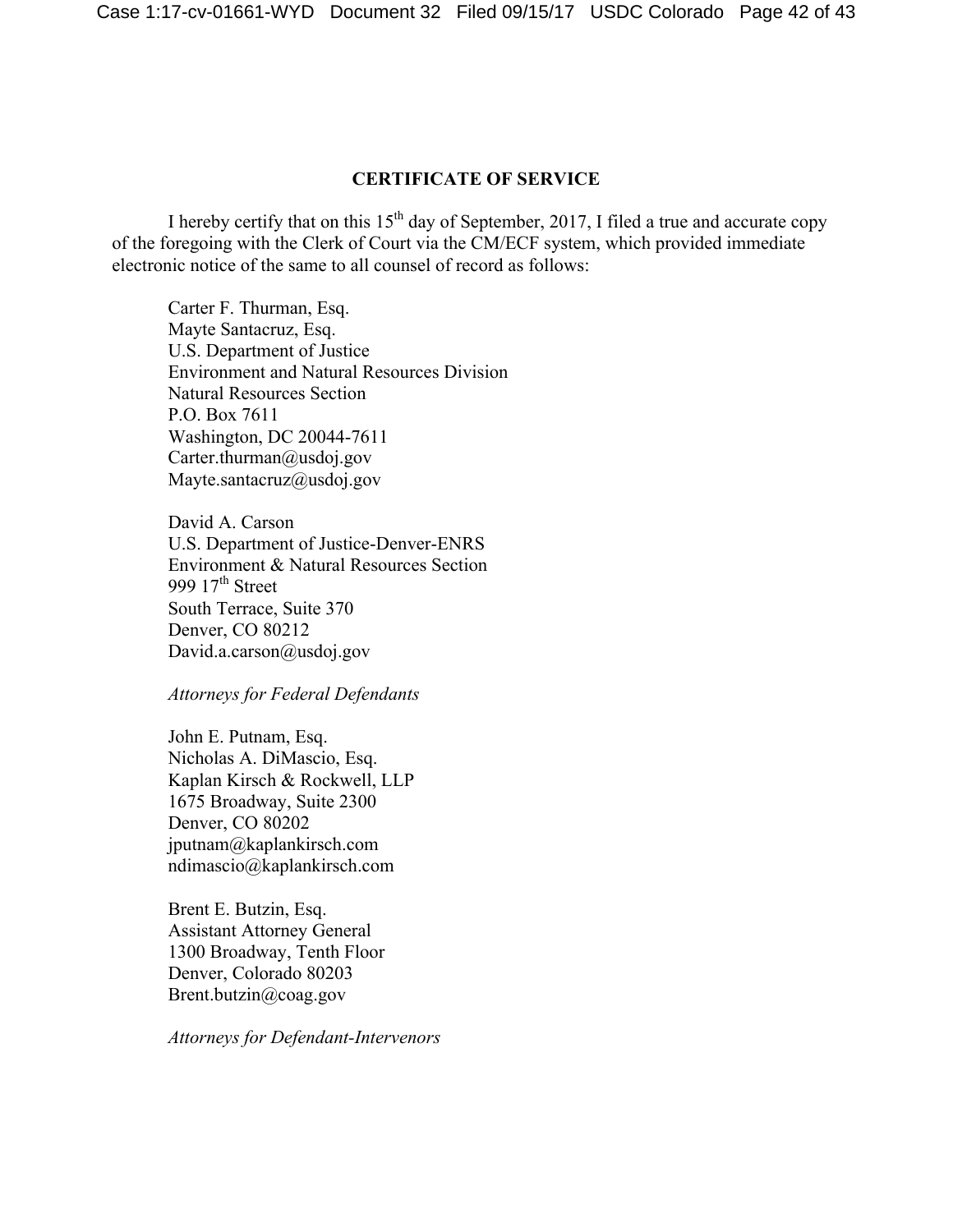## CERTIFICATE OF SERVICE

I hereby certify that on this 15th day of September, 2017, I filed a true and accurate copy of the foregoing with the Clerk of Court via the CM/ECF system, which provided immediate electronic notice of the same to all counsel of record as follows:

Carter F. Thurman, Esq.
Mayte Santacruz, Esq.
U.S. Department of Justice
Environment and Natural Resources Division
Natural Resources Section
P.O. Box 7611
Washington, DC 20044-7611
Carter.thurman@usdoj.gov
Mayte.santacruz@usdoj.gov

David A. Carson
U.S. Department of Justice-Denver-ENRS
Environment & Natural Resources Section
999 17th Street
South Terrace, Suite 370
Denver, CO 80212
David.a.carson@usdoj.gov

*Attorneys for Federal Defendants*

John E. Putnam, Esq.
Nicholas A. DiMascio, Esq.
Kaplan Kirsch & Rockwell, LLP
1675 Broadway, Suite 2300
Denver, CO 80202
jputnam@kaplankirsch.com
ndimascio@kaplankirsch.com

Brent E. Butzin, Esq.
Assistant Attorney General
1300 Broadway, Tenth Floor
Denver, Colorado 80203
Brent.butzin@coag.gov

*Attorneys for Defendant-Intervenors*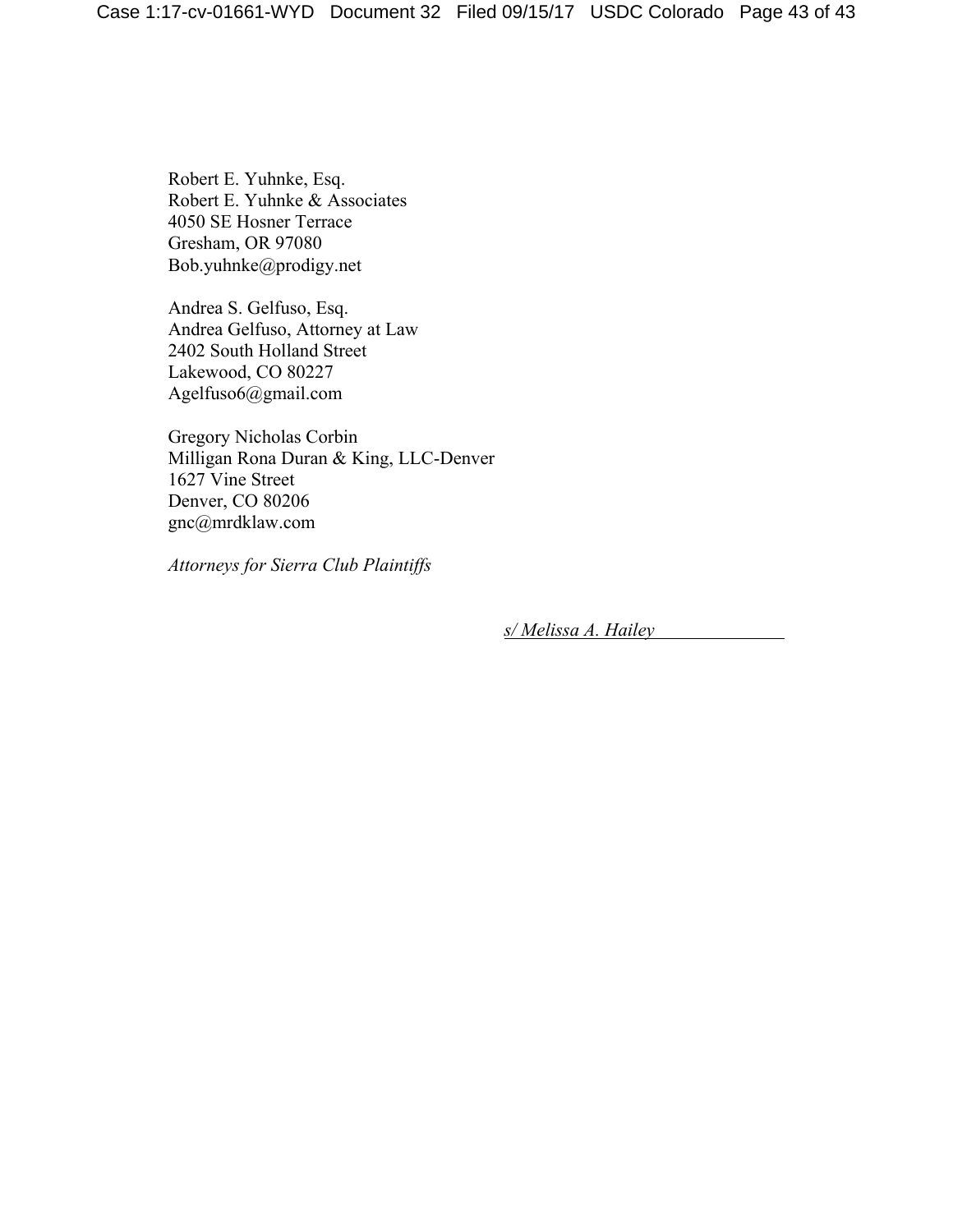Robert E. Yuhnke, Esq.
Robert E. Yuhnke & Associates
4050 SE Hosner Terrace
Gresham, OR 97080
Bob.yuhnke@prodigy.net

Andrea S. Gelfuso, Esq.
Andrea Gelfuso, Attorney at Law
2402 South Holland Street
Lakewood, CO 80227
Agelfuso6@gmail.com

Gregory Nicholas Corbin
Milligan Rona Duran & King, LLC-Denver
1627 Vine Street
Denver, CO 80206
gnc@mrdklaw.com

*Attorneys for Sierra Club Plaintiffs*

*s/ Melissa A. Hailey*